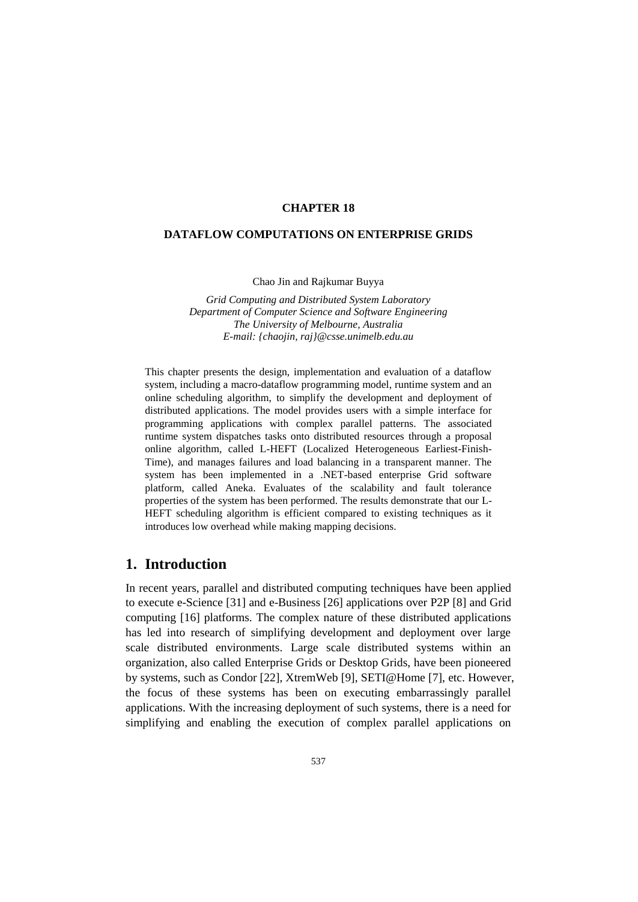# CHAPTER 18

## DATAFLOW COMPUTATIONS ON ENTERPRISE GRIDS

Chao Jin and Rajkumar Buyya

*Grid Computing and Distributed System Laboratory*
*Department of Computer Science and Software Engineering*
*The University of Melbourne, Australia*
*E-mail: {chaojin, raj}@csse.unimelb.edu.au*

This chapter presents the design, implementation and evaluation of a dataflow system, including a macro-dataflow programming model, runtime system and an online scheduling algorithm, to simplify the development and deployment of distributed applications. The model provides users with a simple interface for programming applications with complex parallel patterns. The associated runtime system dispatches tasks onto distributed resources through a proposal online algorithm, called L-HEFT (Localized Heterogeneous Earliest-Finish-Time), and manages failures and load balancing in a transparent manner. The system has been implemented in a .NET-based enterprise Grid software platform, called Aneka. Evaluates of the scalability and fault tolerance properties of the system has been performed. The results demonstrate that our L-HEFT scheduling algorithm is efficient compared to existing techniques as it introduces low overhead while making mapping decisions.

# 1. Introduction

In recent years, parallel and distributed computing techniques have been applied to execute e-Science [31] and e-Business [26] applications over P2P [8] and Grid computing [16] platforms. The complex nature of these distributed applications has led into research of simplifying development and deployment over large scale distributed environments. Large scale distributed systems within an organization, also called Enterprise Grids or Desktop Grids, have been pioneered by systems, such as Condor [22], XtremWeb [9], SETI@Home [7], etc. However, the focus of these systems has been on executing embarrassingly parallel applications. With the increasing deployment of such systems, there is a need for simplifying and enabling the execution of complex parallel applications on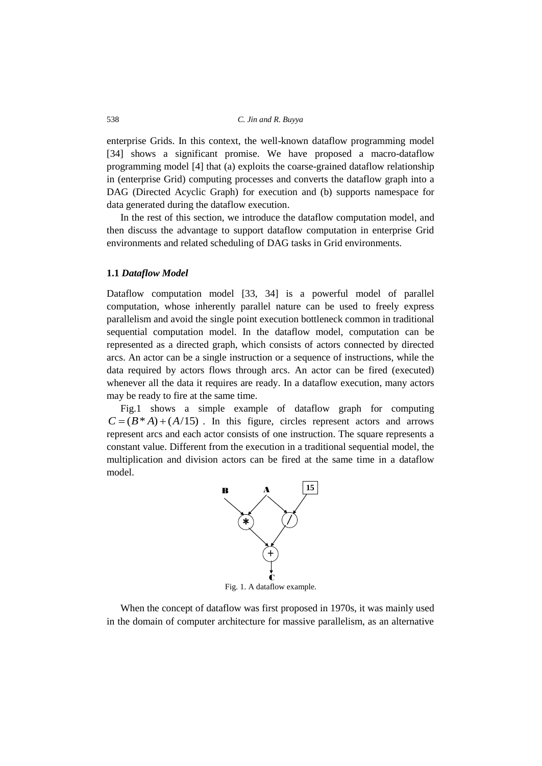enterprise Grids. In this context, the well-known dataflow programming model [34] shows a significant promise. We have proposed a macro-dataflow programming model [4] that (a) exploits the coarse-grained dataflow relationship in (enterprise Grid) computing processes and converts the dataflow graph into a DAG (Directed Acyclic Graph) for execution and (b) supports namespace for data generated during the dataflow execution.

In the rest of this section, we introduce the dataflow computation model, and then discuss the advantage to support dataflow computation in enterprise Grid environments and related scheduling of DAG tasks in Grid environments.

### 1.1 *Dataflow Model*

Dataflow computation model [33, 34] is a powerful model of parallel computation, whose inherently parallel nature can be used to freely express parallelism and avoid the single point execution bottleneck common in traditional sequential computation model. In the dataflow model, computation can be represented as a directed graph, which consists of actors connected by directed arcs. An actor can be a single instruction or a sequence of instructions, while the data required by actors flows through arcs. An actor can be fired (executed) whenever all the data it requires are ready. In a dataflow execution, many actors may be ready to fire at the same time.

Fig.1 shows a simple example of dataflow graph for computing $C = (B * A) + (A/15)$ . In this figure, circles represent actors and arrows represent arcs and each actor consists of one instruction. The square represents a constant value. Different from the execution in a traditional sequential model, the multiplication and division actors can be fired at the same time in a dataflow model.

Fig. 1. A dataflow example.

When the concept of dataflow was first proposed in 1970s, it was mainly used in the domain of computer architecture for massive parallelism, as an alternative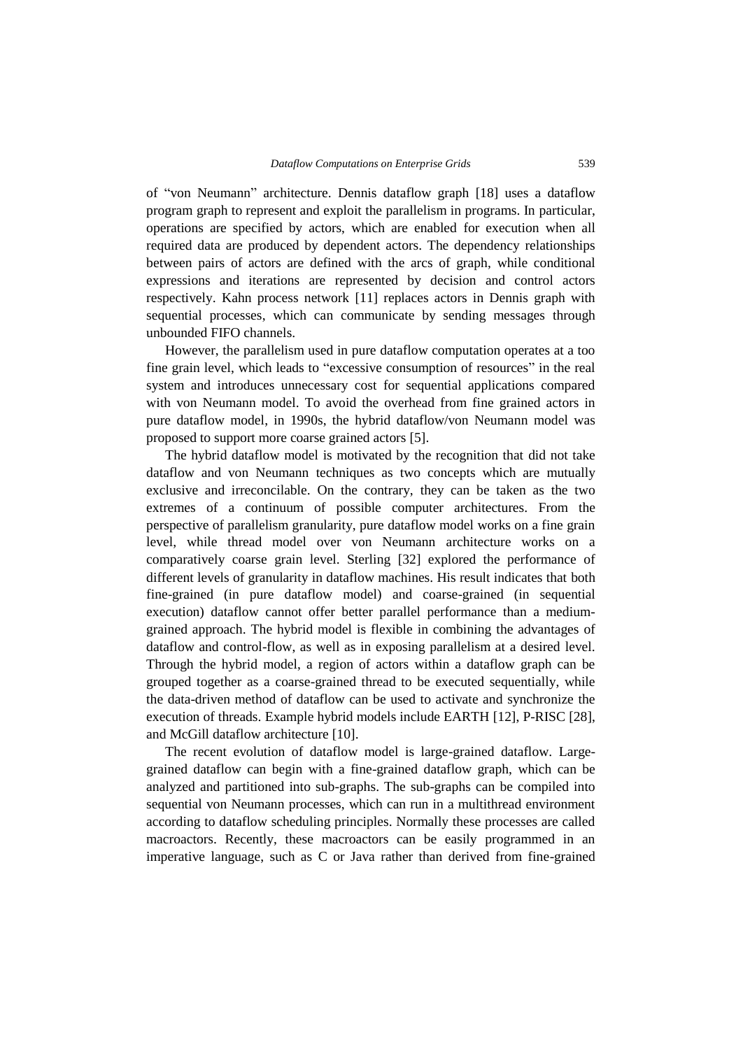of "von Neumann" architecture. Dennis dataflow graph [18] uses a dataflow program graph to represent and exploit the parallelism in programs. In particular, operations are specified by actors, which are enabled for execution when all required data are produced by dependent actors. The dependency relationships between pairs of actors are defined with the arcs of graph, while conditional expressions and iterations are represented by decision and control actors respectively. Kahn process network [11] replaces actors in Dennis graph with sequential processes, which can communicate by sending messages through unbounded FIFO channels.

However, the parallelism used in pure dataflow computation operates at a too fine grain level, which leads to "excessive consumption of resources" in the real system and introduces unnecessary cost for sequential applications compared with von Neumann model. To avoid the overhead from fine grained actors in pure dataflow model, in 1990s, the hybrid dataflow/von Neumann model was proposed to support more coarse grained actors [5].

The hybrid dataflow model is motivated by the recognition that did not take dataflow and von Neumann techniques as two concepts which are mutually exclusive and irreconcilable. On the contrary, they can be taken as the two extremes of a continuum of possible computer architectures. From the perspective of parallelism granularity, pure dataflow model works on a fine grain level, while thread model over von Neumann architecture works on a comparatively coarse grain level. Sterling [32] explored the performance of different levels of granularity in dataflow machines. His result indicates that both fine-grained (in pure dataflow model) and coarse-grained (in sequential execution) dataflow cannot offer better parallel performance than a medium-grained approach. The hybrid model is flexible in combining the advantages of dataflow and control-flow, as well as in exposing parallelism at a desired level. Through the hybrid model, a region of actors within a dataflow graph can be grouped together as a coarse-grained thread to be executed sequentially, while the data-driven method of dataflow can be used to activate and synchronize the execution of threads. Example hybrid models include EARTH [12], P-RISC [28], and McGill dataflow architecture [10].

The recent evolution of dataflow model is large-grained dataflow. Large-grained dataflow can begin with a fine-grained dataflow graph, which can be analyzed and partitioned into sub-graphs. The sub-graphs can be compiled into sequential von Neumann processes, which can run in a multithread environment according to dataflow scheduling principles. Normally these processes are called macroactors. Recently, these macroactors can be easily programmed in an imperative language, such as C or Java rather than derived from fine-grained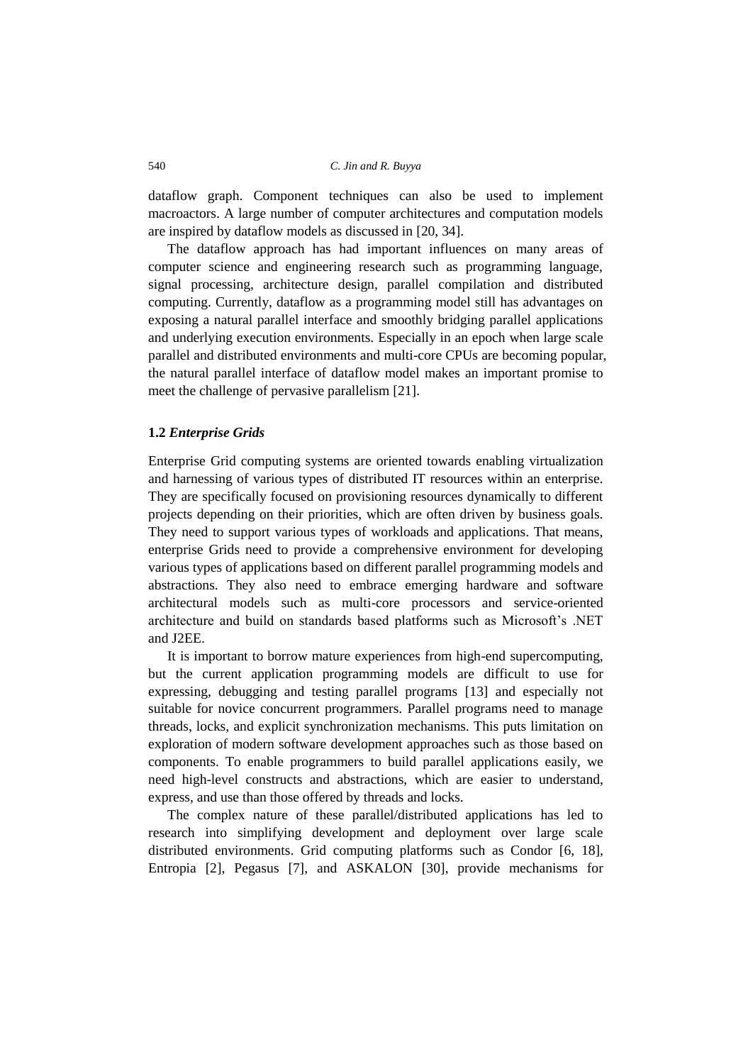dataflow graph. Component techniques can also be used to implement macroactors. A large number of computer architectures and computation models are inspired by dataflow models as discussed in [20, 34].

The dataflow approach has had important influences on many areas of computer science and engineering research such as programming language, signal processing, architecture design, parallel compilation and distributed computing. Currently, dataflow as a programming model still has advantages on exposing a natural parallel interface and smoothly bridging parallel applications and underlying execution environments. Especially in an epoch when large scale parallel and distributed environments and multi-core CPUs are becoming popular, the natural parallel interface of dataflow model makes an important promise to meet the challenge of pervasive parallelism [21].

### 1.2 *Enterprise Grids*

Enterprise Grid computing systems are oriented towards enabling virtualization and harnessing of various types of distributed IT resources within an enterprise. They are specifically focused on provisioning resources dynamically to different projects depending on their priorities, which are often driven by business goals. They need to support various types of workloads and applications. That means, enterprise Grids need to provide a comprehensive environment for developing various types of applications based on different parallel programming models and abstractions. They also need to embrace emerging hardware and software architectural models such as multi-core processors and service-oriented architecture and build on standards based platforms such as Microsoft's .NET and J2EE.

It is important to borrow mature experiences from high-end supercomputing, but the current application programming models are difficult to use for expressing, debugging and testing parallel programs [13] and especially not suitable for novice concurrent programmers. Parallel programs need to manage threads, locks, and explicit synchronization mechanisms. This puts limitation on exploration of modern software development approaches such as those based on components. To enable programmers to build parallel applications easily, we need high-level constructs and abstractions, which are easier to understand, express, and use than those offered by threads and locks.

The complex nature of these parallel/distributed applications has led to research into simplifying development and deployment over large scale distributed environments. Grid computing platforms such as Condor [6, 18], Entropia [2], Pegasus [7], and ASKALON [30], provide mechanisms for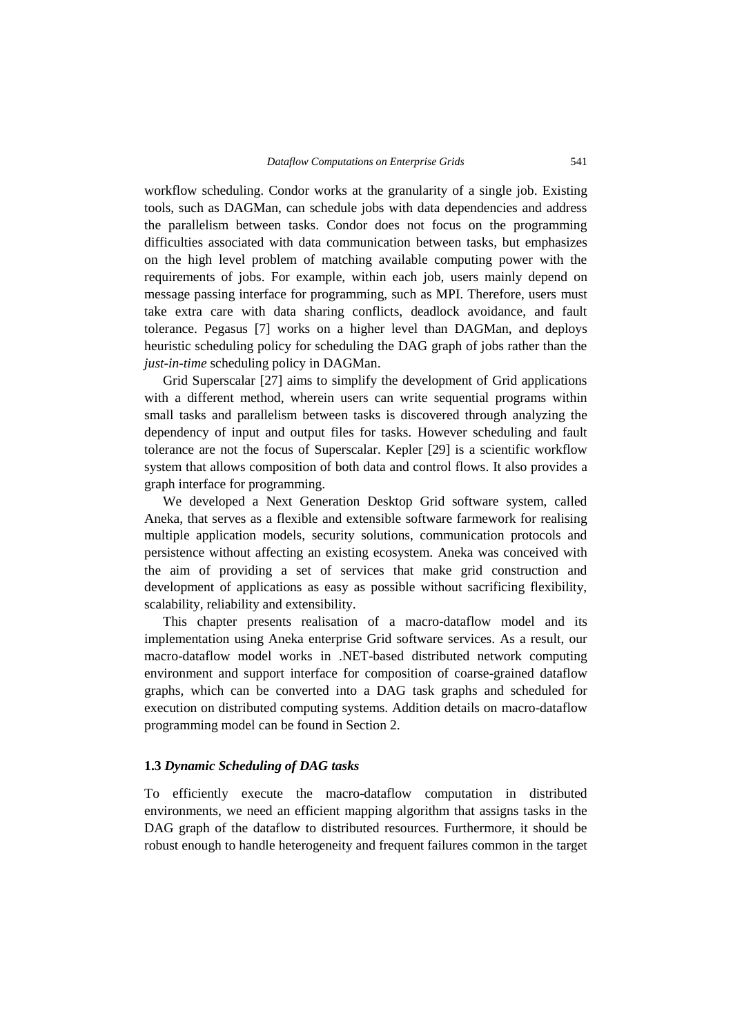workflow scheduling. Condor works at the granularity of a single job. Existing tools, such as DAGMan, can schedule jobs with data dependencies and address the parallelism between tasks. Condor does not focus on the programming difficulties associated with data communication between tasks, but emphasizes on the high level problem of matching available computing power with the requirements of jobs. For example, within each job, users mainly depend on message passing interface for programming, such as MPI. Therefore, users must take extra care with data sharing conflicts, deadlock avoidance, and fault tolerance. Pegasus [7] works on a higher level than DAGMan, and deploys heuristic scheduling policy for scheduling the DAG graph of jobs rather than the *just-in-time* scheduling policy in DAGMan.

Grid Superscalar [27] aims to simplify the development of Grid applications with a different method, wherein users can write sequential programs within small tasks and parallelism between tasks is discovered through analyzing the dependency of input and output files for tasks. However scheduling and fault tolerance are not the focus of Superscalar. Kepler [29] is a scientific workflow system that allows composition of both data and control flows. It also provides a graph interface for programming.

We developed a Next Generation Desktop Grid software system, called Aneka, that serves as a flexible and extensible software farmework for realising multiple application models, security solutions, communication protocols and persistence without affecting an existing ecosystem. Aneka was conceived with the aim of providing a set of services that make grid construction and development of applications as easy as possible without sacrificing flexibility, scalability, reliability and extensibility.

This chapter presents realisation of a macro-dataflow model and its implementation using Aneka enterprise Grid software services. As a result, our macro-dataflow model works in .NET-based distributed network computing environment and support interface for composition of coarse-grained dataflow graphs, which can be converted into a DAG task graphs and scheduled for execution on distributed computing systems. Addition details on macro-dataflow programming model can be found in Section 2.

### 1.3 *Dynamic Scheduling of DAG tasks*

To efficiently execute the macro-dataflow computation in distributed environments, we need an efficient mapping algorithm that assigns tasks in the DAG graph of the dataflow to distributed resources. Furthermore, it should be robust enough to handle heterogeneity and frequent failures common in the target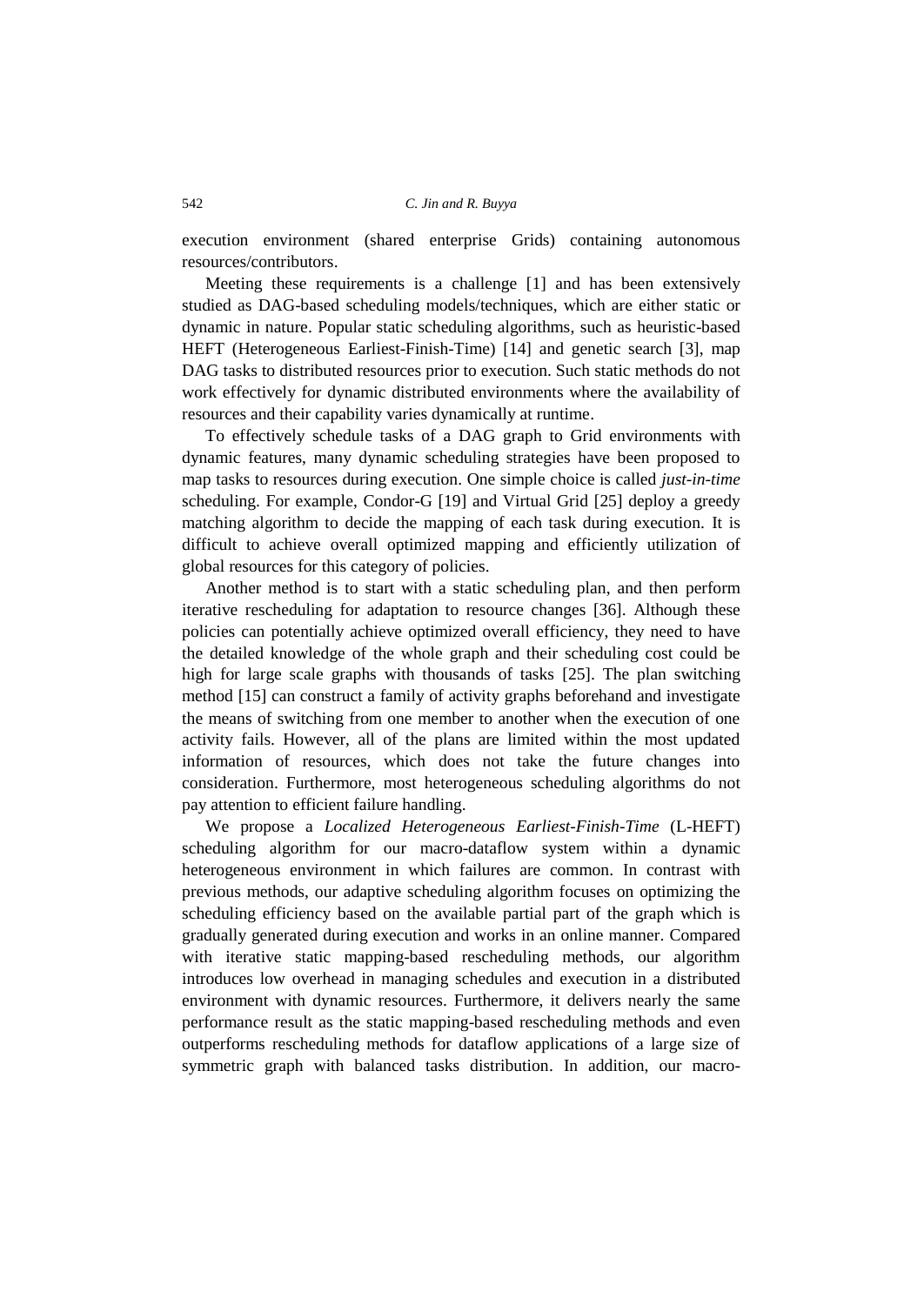execution environment (shared enterprise Grids) containing autonomous resources/contributors.

Meeting these requirements is a challenge [1] and has been extensively studied as DAG-based scheduling models/techniques, which are either static or dynamic in nature. Popular static scheduling algorithms, such as heuristic-based HEFT (Heterogeneous Earliest-Finish-Time) [14] and genetic search [3], map DAG tasks to distributed resources prior to execution. Such static methods do not work effectively for dynamic distributed environments where the availability of resources and their capability varies dynamically at runtime.

To effectively schedule tasks of a DAG graph to Grid environments with dynamic features, many dynamic scheduling strategies have been proposed to map tasks to resources during execution. One simple choice is called *just-in-time* scheduling. For example, Condor-G [19] and Virtual Grid [25] deploy a greedy matching algorithm to decide the mapping of each task during execution. It is difficult to achieve overall optimized mapping and efficiently utilization of global resources for this category of policies.

Another method is to start with a static scheduling plan, and then perform iterative rescheduling for adaptation to resource changes [36]. Although these policies can potentially achieve optimized overall efficiency, they need to have the detailed knowledge of the whole graph and their scheduling cost could be high for large scale graphs with thousands of tasks [25]. The plan switching method [15] can construct a family of activity graphs beforehand and investigate the means of switching from one member to another when the execution of one activity fails. However, all of the plans are limited within the most updated information of resources, which does not take the future changes into consideration. Furthermore, most heterogeneous scheduling algorithms do not pay attention to efficient failure handling.

We propose a *Localized Heterogeneous Earliest-Finish-Time* (L-HEFT) scheduling algorithm for our macro-dataflow system within a dynamic heterogeneous environment in which failures are common. In contrast with previous methods, our adaptive scheduling algorithm focuses on optimizing the scheduling efficiency based on the available partial part of the graph which is gradually generated during execution and works in an online manner. Compared with iterative static mapping-based rescheduling methods, our algorithm introduces low overhead in managing schedules and execution in a distributed environment with dynamic resources. Furthermore, it delivers nearly the same performance result as the static mapping-based rescheduling methods and even outperforms rescheduling methods for dataflow applications of a large size of symmetric graph with balanced tasks distribution. In addition, our macro-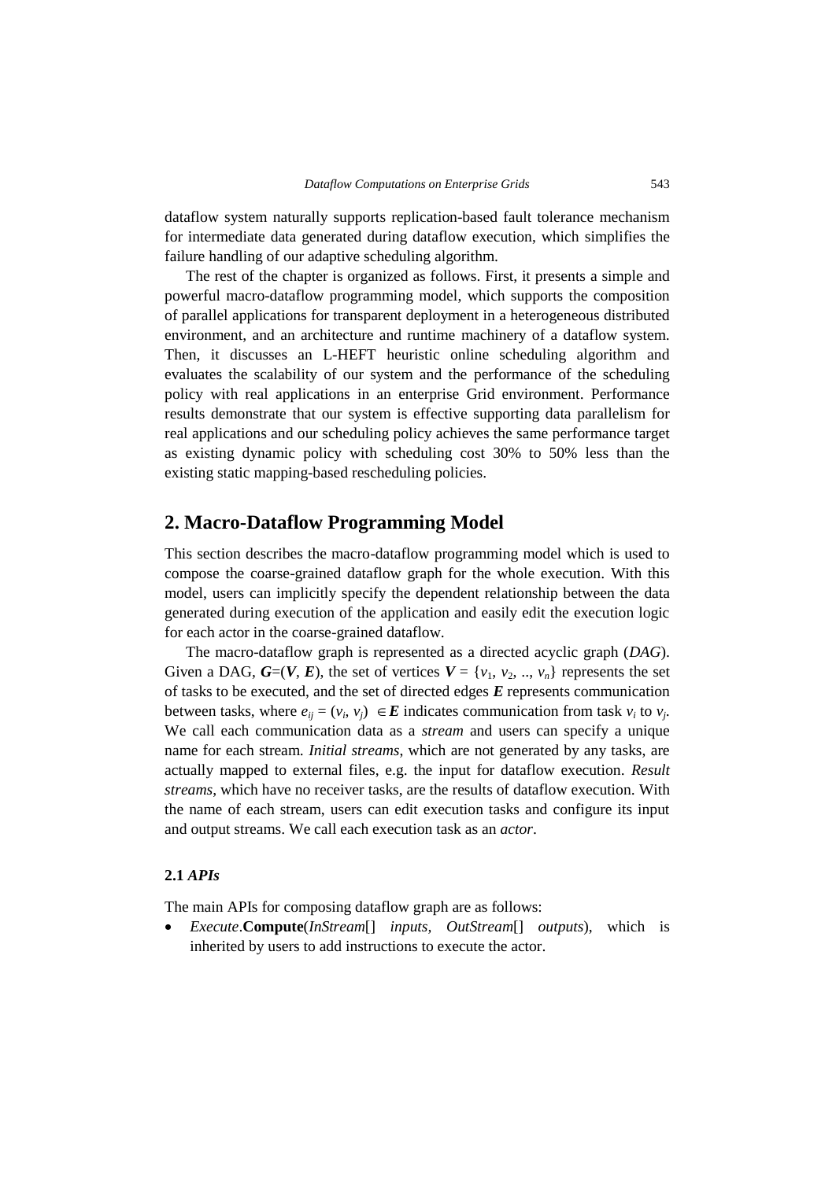dataflow system naturally supports replication-based fault tolerance mechanism for intermediate data generated during dataflow execution, which simplifies the failure handling of our adaptive scheduling algorithm.

The rest of the chapter is organized as follows. First, it presents a simple and powerful macro-dataflow programming model, which supports the composition of parallel applications for transparent deployment in a heterogeneous distributed environment, and an architecture and runtime machinery of a dataflow system. Then, it discusses an L-HEFT heuristic online scheduling algorithm and evaluates the scalability of our system and the performance of the scheduling policy with real applications in an enterprise Grid environment. Performance results demonstrate that our system is effective supporting data parallelism for real applications and our scheduling policy achieves the same performance target as existing dynamic policy with scheduling cost 30% to 50% less than the existing static mapping-based rescheduling policies.

## 2. Macro-Dataflow Programming Model

This section describes the macro-dataflow programming model which is used to compose the coarse-grained dataflow graph for the whole execution. With this model, users can implicitly specify the dependent relationship between the data generated during execution of the application and easily edit the execution logic for each actor in the coarse-grained dataflow.

The macro-dataflow graph is represented as a directed acyclic graph (*DAG*). Given a DAG, $\boldsymbol{G}=(\boldsymbol{V}, \boldsymbol{E})$, the set of vertices $\boldsymbol{V} = \{v_1, v_2, .., v_n\}$ represents the set of tasks to be executed, and the set of directed edges $\boldsymbol{E}$ represents communication between tasks, where $e_{ij} = (v_i, v_j) \in \boldsymbol{E}$ indicates communication from task $v_i$ to $v_j$. We call each communication data as a *stream* and users can specify a unique name for each stream. *Initial streams*, which are not generated by any tasks, are actually mapped to external files, e.g. the input for dataflow execution. *Result streams*, which have no receiver tasks, are the results of dataflow execution. With the name of each stream, users can edit execution tasks and configure its input and output streams. We call each execution task as an *actor*.

### 2.1 *APIs*

The main APIs for composing dataflow graph are as follows:

- *Execute*.**Compute**(*InStream*[] *inputs*, *OutStream*[] *outputs*), which is inherited by users to add instructions to execute the actor.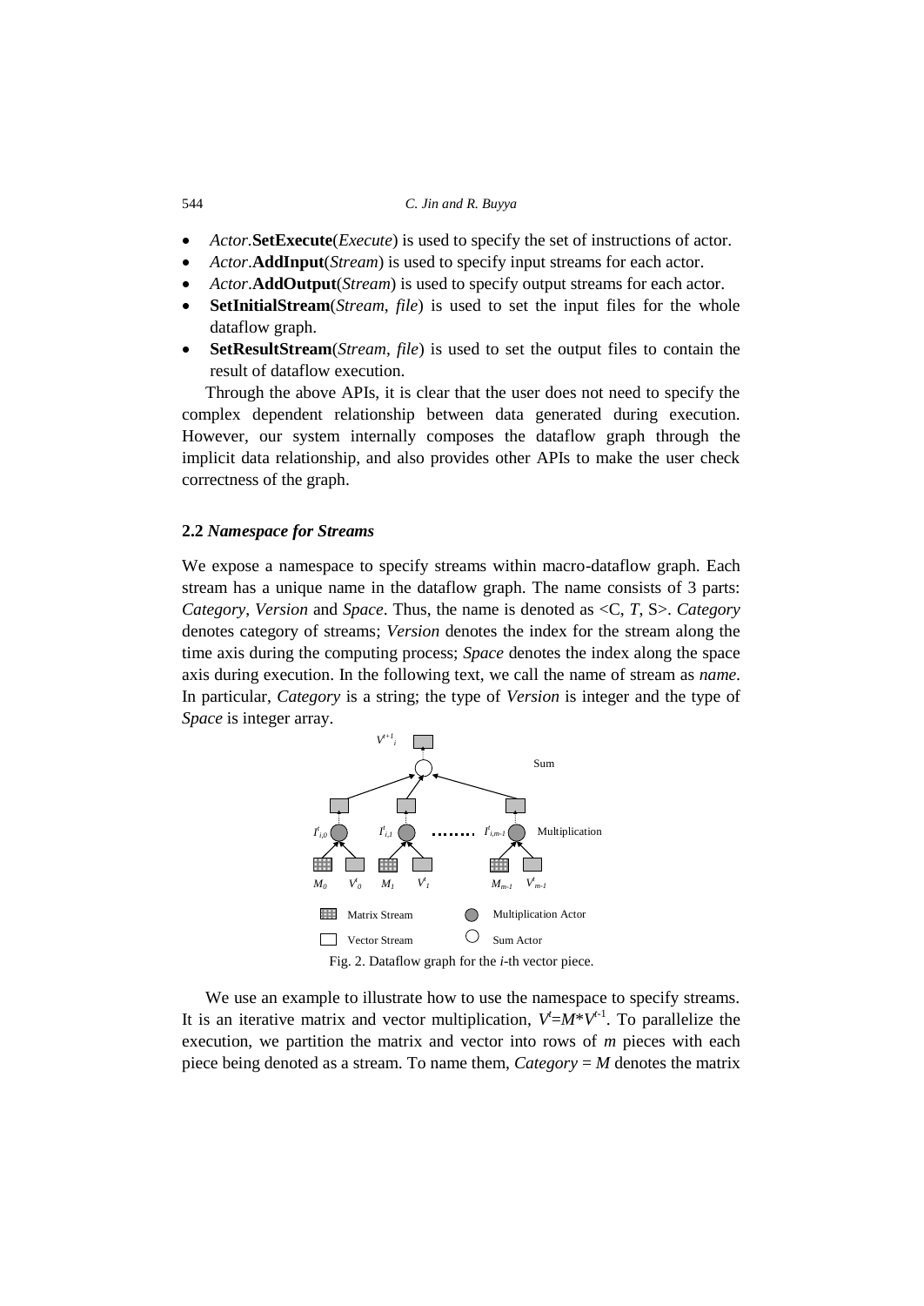- *Actor*.**SetExecute**(*Execute*) is used to specify the set of instructions of actor.
- *Actor*.**AddInput**(*Stream*) is used to specify input streams for each actor.
- *Actor*.**AddOutput**(*Stream*) is used to specify output streams for each actor.
- **SetInitialStream**(*Stream*, *file*) is used to set the input files for the whole dataflow graph.
- **SetResultStream**(*Stream*, *file*) is used to set the output files to contain the result of dataflow execution.

Through the above APIs, it is clear that the user does not need to specify the complex dependent relationship between data generated during execution. However, our system internally composes the dataflow graph through the implicit data relationship, and also provides other APIs to make the user check correctness of the graph.

### 2.2 *Namespace for Streams*

We expose a namespace to specify streams within macro-dataflow graph. Each stream has a unique name in the dataflow graph. The name consists of 3 parts: *Category*, *Version* and *Space*. Thus, the name is denoted as <C, *T*, S>. *Category* denotes category of streams; *Version* denotes the index for the stream along the time axis during the computing process; *Space* denotes the index along the space axis during execution. In the following text, we call the name of stream as *name*. In particular, *Category* is a string; the type of *Version* is integer and the type of *Space* is integer array.

Fig. 2. Dataflow graph for the *i*-th vector piece.

We use an example to illustrate how to use the namespace to specify streams. It is an iterative matrix and vector multiplication, $V^t = M * V^{t-1}$. To parallelize the execution, we partition the matrix and vector into rows of *m* pieces with each piece being denoted as a stream. To name them, *Category* = *M* denotes the matrix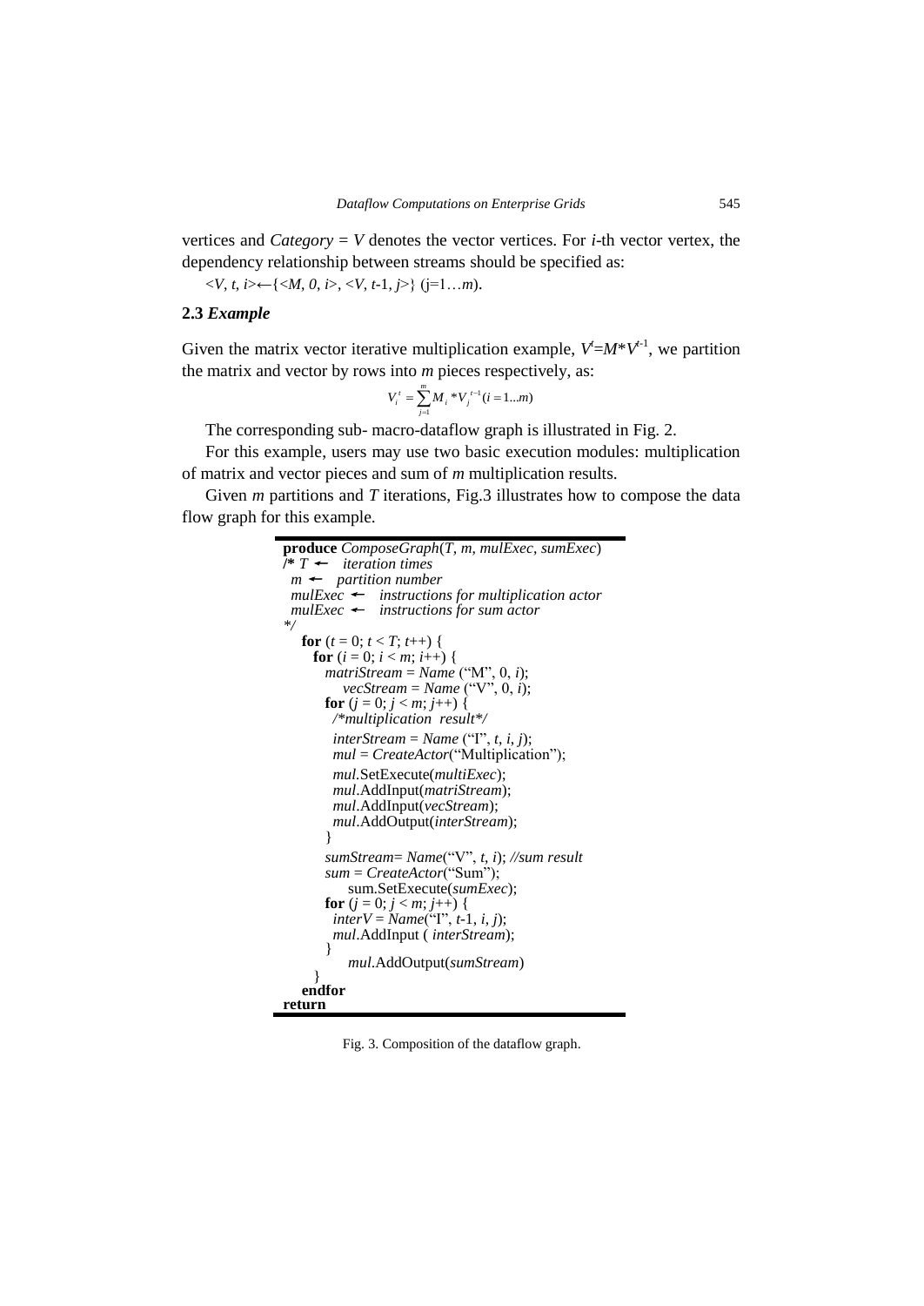vertices and *Category = V* denotes the vector vertices. For *i*-th vector vertex, the dependency relationship between streams should be specified as:

<*V*, *t*, *i*>←{<*M*, *0*, *i*>, <*V*, *t*-1, *j*>} (j=1…*m*).

### 2.3 *Example*

Given the matrix vector iterative multiplication example, $V^t=M*V^{t-1}$, we partition the matrix and vector by rows into *m* pieces respectively, as:

$$V_i^t = \sum_{j=1}^{m} M_i * V_j^{t-1} (i = 1...m)$$

The corresponding sub- macro-dataflow graph is illustrated in Fig. 2.

For this example, users may use two basic execution modules: multiplication of matrix and vector pieces and sum of *m* multiplication results.

Given *m* partitions and *T* iterations, Fig.3 illustrates how to compose the data flow graph for this example.

```
produce ComposeGraph(T, m, mulExec, sumExec)
/* T ←  iteration times
  m ←  partition number
  mulExec ←  instructions for multiplication actor
  mulExec ←  instructions for sum actor
*/
   for (t = 0; t < T; t++) {
     for (i = 0; i < m; i++) {
       matriStream = Name ("M", 0, i);
           vecStream = Name ("V", 0, i);
       for (j = 0; j < m; j++) {
         /*multiplication  result*/
         interStream = Name ("I", t, i, j);
         mul = CreateActor("Multiplication");
         mul.SetExecute(multiExec);
         mul.AddInput(matriStream);
         mul.AddInput(vecStream);
         mul.AddOutput(interStream);
       }
       sumStream= Name("V", t, i); //sum result
       sum = CreateActor("Sum");
           sum.SetExecute(sumExec);
       for (j = 0; j < m; j++) {
         interV = Name("I", t-1, i, j);
         mul.AddInput ( interStream);
       }
           mul.AddOutput(sumStream)
     }
   endfor
return
```

Fig. 3. Composition of the dataflow graph.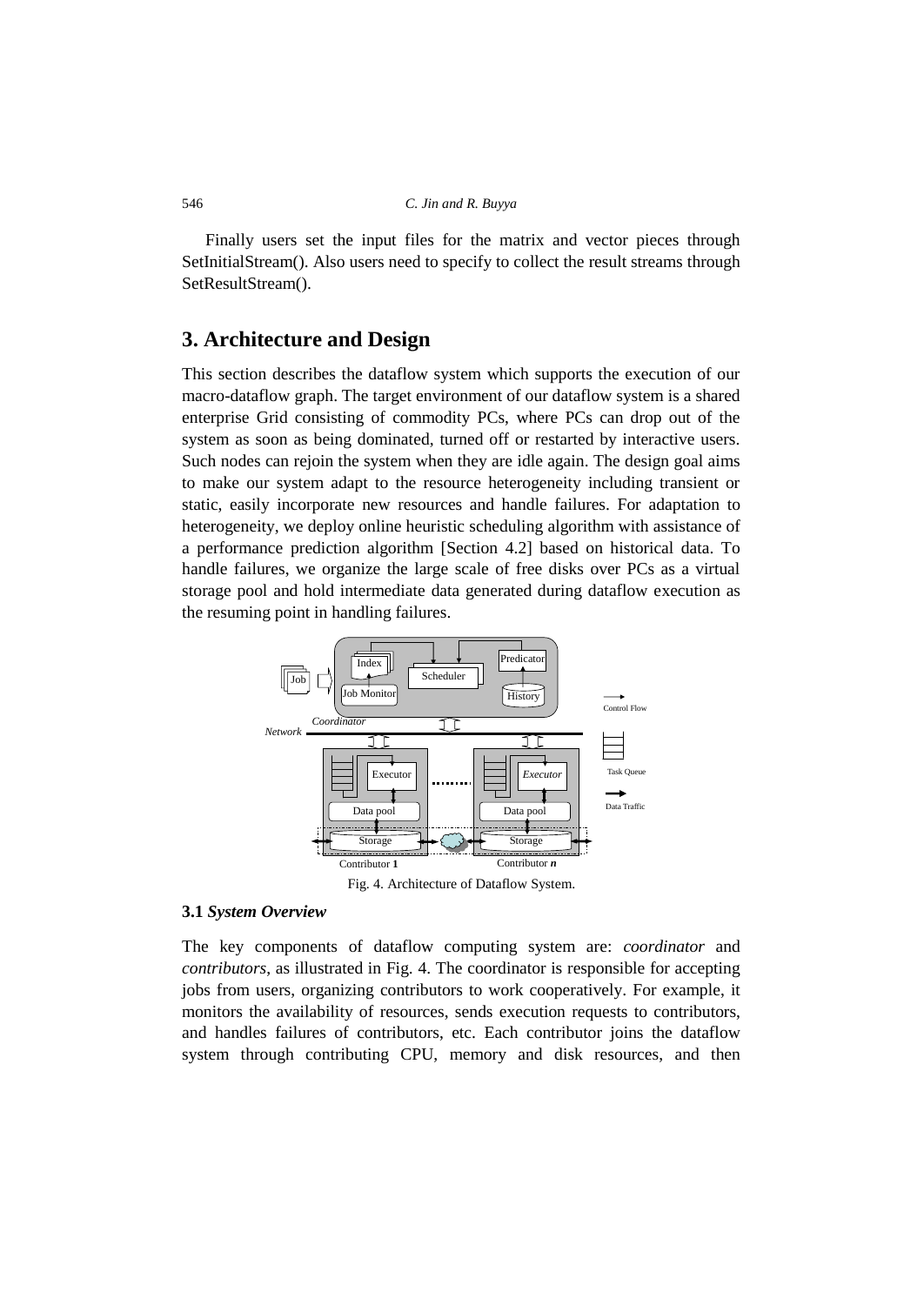Finally users set the input files for the matrix and vector pieces through SetInitialStream(). Also users need to specify to collect the result streams through SetResultStream().

## 3. Architecture and Design

This section describes the dataflow system which supports the execution of our macro-dataflow graph. The target environment of our dataflow system is a shared enterprise Grid consisting of commodity PCs, where PCs can drop out of the system as soon as being dominated, turned off or restarted by interactive users. Such nodes can rejoin the system when they are idle again. The design goal aims to make our system adapt to the resource heterogeneity including transient or static, easily incorporate new resources and handle failures. For adaptation to heterogeneity, we deploy online heuristic scheduling algorithm with assistance of a performance prediction algorithm [Section 4.2] based on historical data. To handle failures, we organize the large scale of free disks over PCs as a virtual storage pool and hold intermediate data generated during dataflow execution as the resuming point in handling failures.

Fig. 4. Architecture of Dataflow System.

### 3.1 *System Overview*

The key components of dataflow computing system are: *coordinator* and *contributors*, as illustrated in Fig. 4. The coordinator is responsible for accepting jobs from users, organizing contributors to work cooperatively. For example, it monitors the availability of resources, sends execution requests to contributors, and handles failures of contributors, etc. Each contributor joins the dataflow system through contributing CPU, memory and disk resources, and then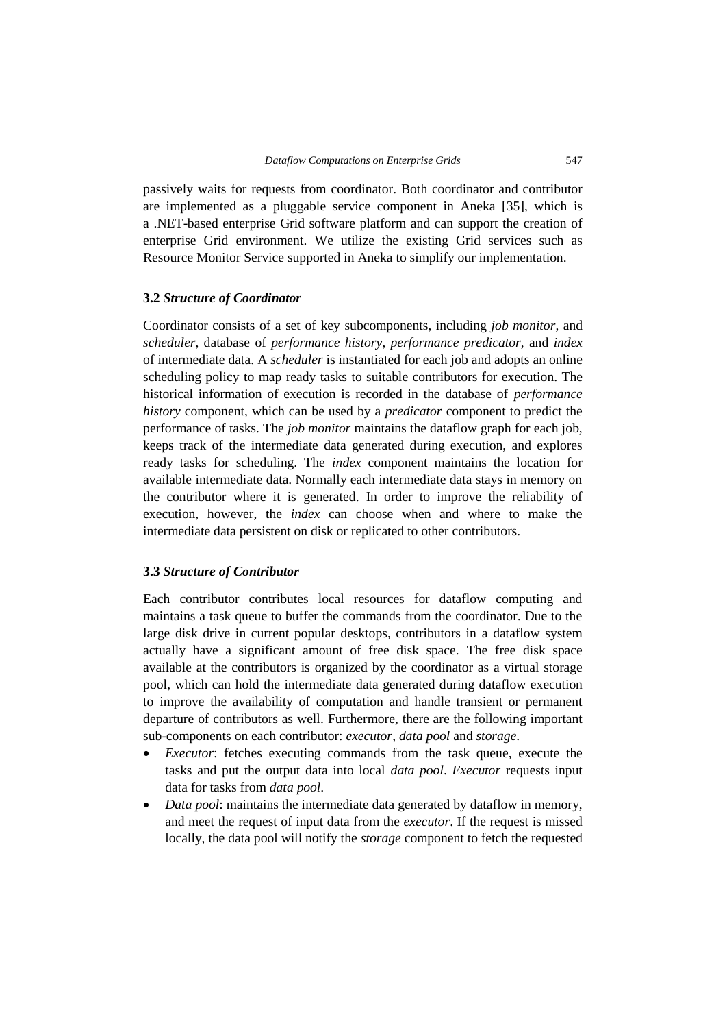passively waits for requests from coordinator. Both coordinator and contributor are implemented as a pluggable service component in Aneka [35], which is a .NET-based enterprise Grid software platform and can support the creation of enterprise Grid environment. We utilize the existing Grid services such as Resource Monitor Service supported in Aneka to simplify our implementation.

### 3.2 *Structure of Coordinator*

Coordinator consists of a set of key subcomponents, including *job monitor*, and *scheduler*, database of *performance history*, *performance predicator*, and *index* of intermediate data. A *scheduler* is instantiated for each job and adopts an online scheduling policy to map ready tasks to suitable contributors for execution. The historical information of execution is recorded in the database of *performance history* component, which can be used by a *predicator* component to predict the performance of tasks. The *job monitor* maintains the dataflow graph for each job, keeps track of the intermediate data generated during execution, and explores ready tasks for scheduling. The *index* component maintains the location for available intermediate data. Normally each intermediate data stays in memory on the contributor where it is generated. In order to improve the reliability of execution, however, the *index* can choose when and where to make the intermediate data persistent on disk or replicated to other contributors.

### 3.3 *Structure of Contributor*

Each contributor contributes local resources for dataflow computing and maintains a task queue to buffer the commands from the coordinator. Due to the large disk drive in current popular desktops, contributors in a dataflow system actually have a significant amount of free disk space. The free disk space available at the contributors is organized by the coordinator as a virtual storage pool, which can hold the intermediate data generated during dataflow execution to improve the availability of computation and handle transient or permanent departure of contributors as well. Furthermore, there are the following important sub-components on each contributor: *executor*, *data pool* and *storage*.

- *Executor*: fetches executing commands from the task queue, execute the tasks and put the output data into local *data pool*. *Executor* requests input data for tasks from *data pool*.
- *Data pool*: maintains the intermediate data generated by dataflow in memory, and meet the request of input data from the *executor*. If the request is missed locally, the data pool will notify the *storage* component to fetch the requested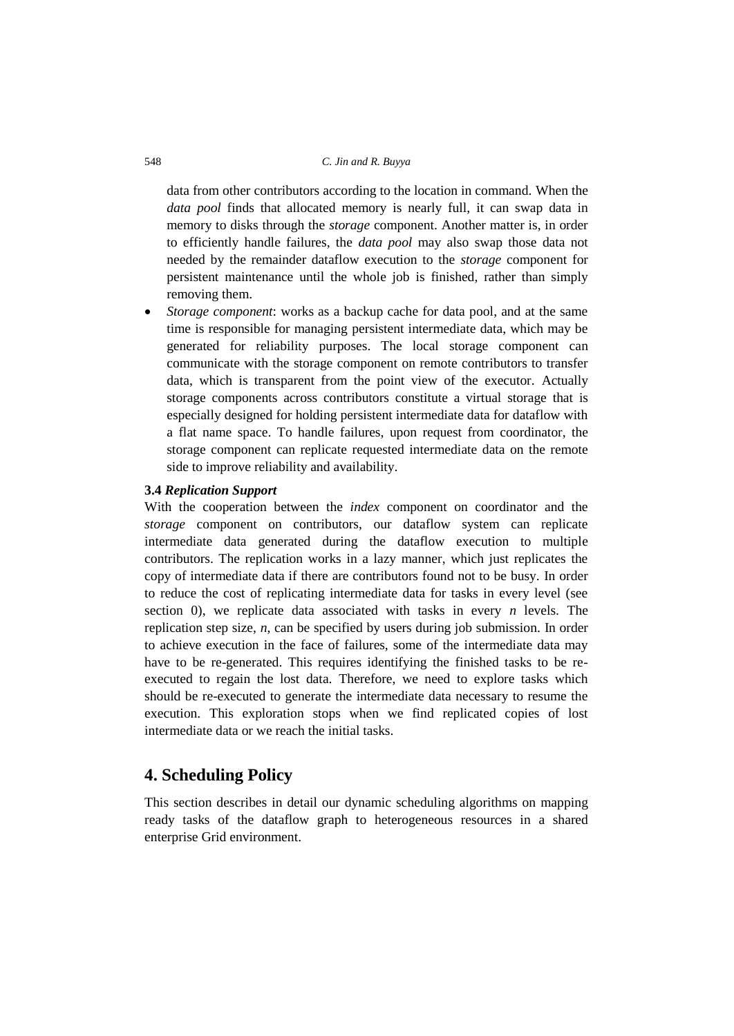data from other contributors according to the location in command. When the *data pool* finds that allocated memory is nearly full, it can swap data in memory to disks through the *storage* component. Another matter is, in order to efficiently handle failures, the *data pool* may also swap those data not needed by the remainder dataflow execution to the *storage* component for persistent maintenance until the whole job is finished, rather than simply removing them.

- *Storage component*: works as a backup cache for data pool, and at the same time is responsible for managing persistent intermediate data, which may be generated for reliability purposes. The local storage component can communicate with the storage component on remote contributors to transfer data, which is transparent from the point view of the executor. Actually storage components across contributors constitute a virtual storage that is especially designed for holding persistent intermediate data for dataflow with a flat name space. To handle failures, upon request from coordinator, the storage component can replicate requested intermediate data on the remote side to improve reliability and availability.

### 3.4 *Replication Support*

With the cooperation between the *index* component on coordinator and the *storage* component on contributors, our dataflow system can replicate intermediate data generated during the dataflow execution to multiple contributors. The replication works in a lazy manner, which just replicates the copy of intermediate data if there are contributors found not to be busy. In order to reduce the cost of replicating intermediate data for tasks in every level (see section 0), we replicate data associated with tasks in every *n* levels. The replication step size, *n*, can be specified by users during job submission. In order to achieve execution in the face of failures, some of the intermediate data may have to be re-generated. This requires identifying the finished tasks to be re-executed to regain the lost data. Therefore, we need to explore tasks which should be re-executed to generate the intermediate data necessary to resume the execution. This exploration stops when we find replicated copies of lost intermediate data or we reach the initial tasks.

## 4. Scheduling Policy

This section describes in detail our dynamic scheduling algorithms on mapping ready tasks of the dataflow graph to heterogeneous resources in a shared enterprise Grid environment.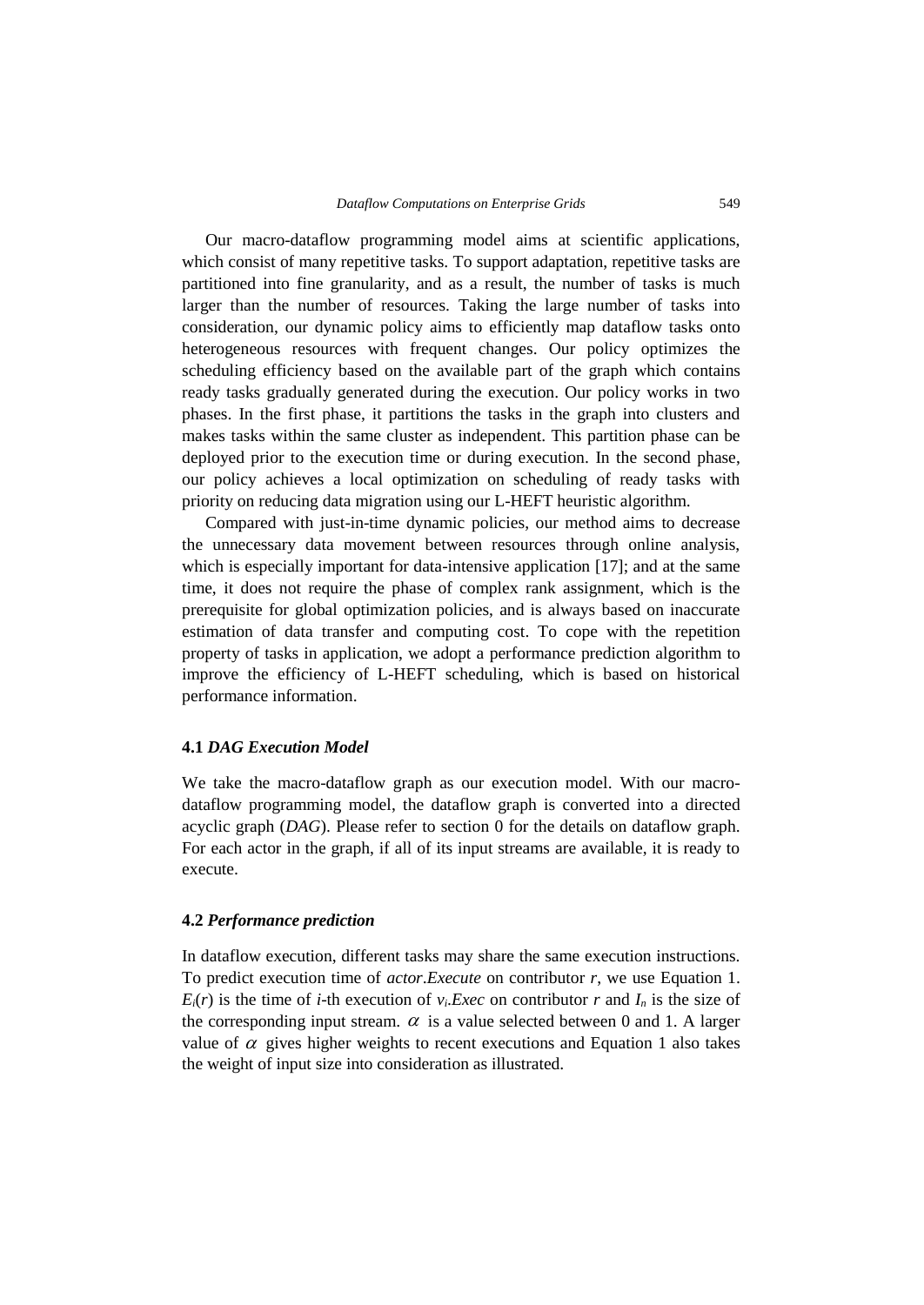Our macro-dataflow programming model aims at scientific applications, which consist of many repetitive tasks. To support adaptation, repetitive tasks are partitioned into fine granularity, and as a result, the number of tasks is much larger than the number of resources. Taking the large number of tasks into consideration, our dynamic policy aims to efficiently map dataflow tasks onto heterogeneous resources with frequent changes. Our policy optimizes the scheduling efficiency based on the available part of the graph which contains ready tasks gradually generated during the execution. Our policy works in two phases. In the first phase, it partitions the tasks in the graph into clusters and makes tasks within the same cluster as independent. This partition phase can be deployed prior to the execution time or during execution. In the second phase, our policy achieves a local optimization on scheduling of ready tasks with priority on reducing data migration using our L-HEFT heuristic algorithm.

Compared with just-in-time dynamic policies, our method aims to decrease the unnecessary data movement between resources through online analysis, which is especially important for data-intensive application [17]; and at the same time, it does not require the phase of complex rank assignment, which is the prerequisite for global optimization policies, and is always based on inaccurate estimation of data transfer and computing cost. To cope with the repetition property of tasks in application, we adopt a performance prediction algorithm to improve the efficiency of L-HEFT scheduling, which is based on historical performance information.

### 4.1 *DAG Execution Model*

We take the macro-dataflow graph as our execution model. With our macro-dataflow programming model, the dataflow graph is converted into a directed acyclic graph (*DAG*). Please refer to section 0 for the details on dataflow graph. For each actor in the graph, if all of its input streams are available, it is ready to execute.

### 4.2 *Performance prediction*

In dataflow execution, different tasks may share the same execution instructions. To predict execution time of *actor*.*Execute* on contributor $r$, we use Equation 1. $E_i(r)$ is the time of $i$-th execution of $v_i.Exec$ on contributor $r$ and $I_n$ is the size of the corresponding input stream. $\alpha$ is a value selected between 0 and 1. A larger value of $\alpha$ gives higher weights to recent executions and Equation 1 also takes the weight of input size into consideration as illustrated.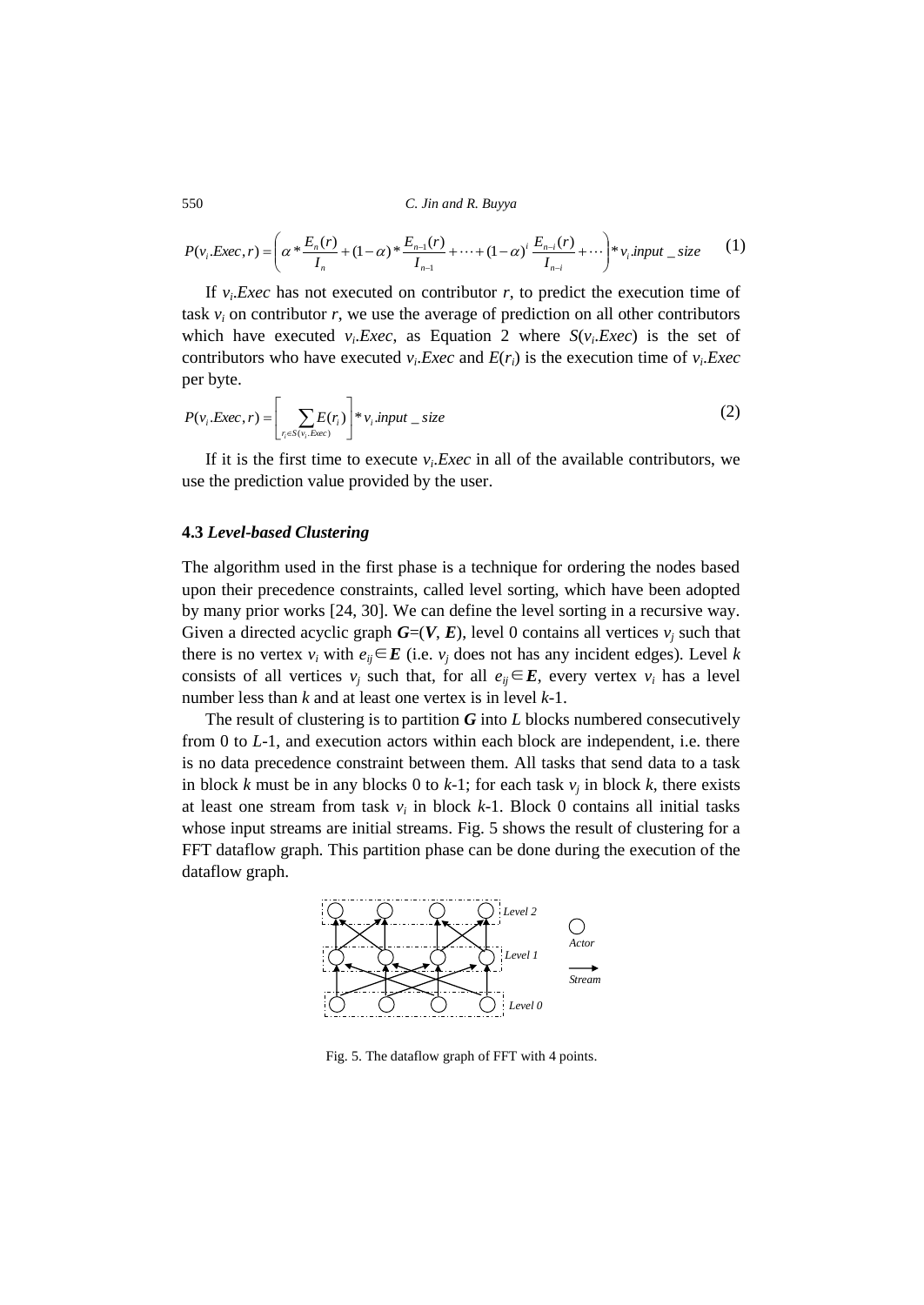$$P(v_i.Exec, r) = \left( \alpha * \frac{E_n(r)}{I_n} + (1-\alpha) * \frac{E_{n-1}(r)}{I_{n-1}} + \cdots + (1-\alpha)^i \frac{E_{n-i}(r)}{I_{n-i}} + \cdots \right) * v_i.input\_size \quad (1)$$

If $v_i.Exec$ has not executed on contributor $r$, to predict the execution time of task $v_i$ on contributor $r$, we use the average of prediction on all other contributors which have executed $v_i.Exec$, as Equation 2 where $S(v_i.Exec)$ is the set of contributors who have executed $v_i.Exec$ and $E(r_i)$ is the execution time of $v_i.Exec$ per byte.

$$P(v_i.Exec, r) = \left[ \sum_{r_i \in S(v_i.Exec)} E(r_i) \right] * v_i.input\_size \quad (2)$$

If it is the first time to execute $v_i.Exec$ in all of the available contributors, we use the prediction value provided by the user.

### 4.3 *Level-based Clustering*

The algorithm used in the first phase is a technique for ordering the nodes based upon their precedence constraints, called level sorting, which have been adopted by many prior works [24, 30]. We can define the level sorting in a recursive way. Given a directed acyclic graph $\boldsymbol{G}=(\boldsymbol{V}, \boldsymbol{E})$, level 0 contains all vertices $v_j$ such that there is no vertex $v_i$ with $e_{ij} \in \boldsymbol{E}$ (i.e. $v_j$ does not has any incident edges). Level $k$ consists of all vertices $v_j$ such that, for all $e_{ij} \in \boldsymbol{E}$, every vertex $v_i$ has a level number less than $k$ and at least one vertex is in level $k$-1.

The result of clustering is to partition $\boldsymbol{G}$ into $L$ blocks numbered consecutively from 0 to $L$-1, and execution actors within each block are independent, i.e. there is no data precedence constraint between them. All tasks that send data to a task in block $k$ must be in any blocks 0 to $k$-1; for each task $v_j$ in block $k$, there exists at least one stream from task $v_i$ in block $k$-1. Block 0 contains all initial tasks whose input streams are initial streams. Fig. 5 shows the result of clustering for a FFT dataflow graph. This partition phase can be done during the execution of the dataflow graph.

Fig. 5. The dataflow graph of FFT with 4 points.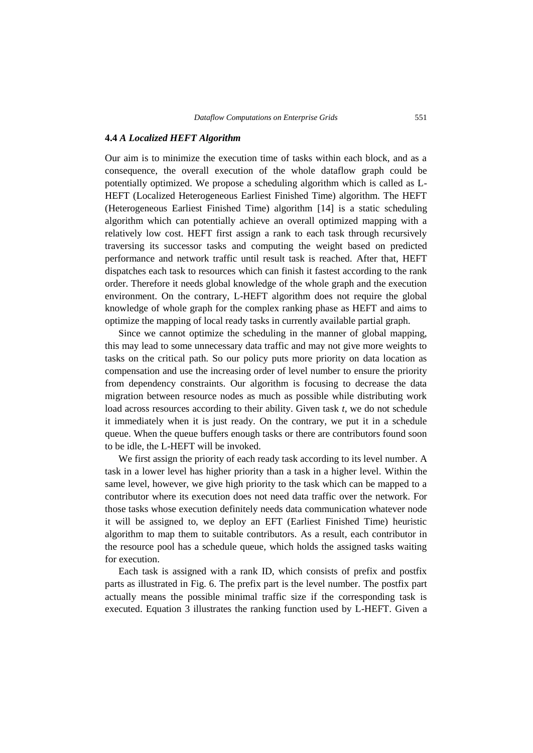### 4.4 *A Localized HEFT Algorithm*

Our aim is to minimize the execution time of tasks within each block, and as a consequence, the overall execution of the whole dataflow graph could be potentially optimized. We propose a scheduling algorithm which is called as L-HEFT (Localized Heterogeneous Earliest Finished Time) algorithm. The HEFT (Heterogeneous Earliest Finished Time) algorithm [14] is a static scheduling algorithm which can potentially achieve an overall optimized mapping with a relatively low cost. HEFT first assign a rank to each task through recursively traversing its successor tasks and computing the weight based on predicted performance and network traffic until result task is reached. After that, HEFT dispatches each task to resources which can finish it fastest according to the rank order. Therefore it needs global knowledge of the whole graph and the execution environment. On the contrary, L-HEFT algorithm does not require the global knowledge of whole graph for the complex ranking phase as HEFT and aims to optimize the mapping of local ready tasks in currently available partial graph.

Since we cannot optimize the scheduling in the manner of global mapping, this may lead to some unnecessary data traffic and may not give more weights to tasks on the critical path. So our policy puts more priority on data location as compensation and use the increasing order of level number to ensure the priority from dependency constraints. Our algorithm is focusing to decrease the data migration between resource nodes as much as possible while distributing work load across resources according to their ability. Given task *t*, we do not schedule it immediately when it is just ready. On the contrary, we put it in a schedule queue. When the queue buffers enough tasks or there are contributors found soon to be idle, the L-HEFT will be invoked.

We first assign the priority of each ready task according to its level number. A task in a lower level has higher priority than a task in a higher level. Within the same level, however, we give high priority to the task which can be mapped to a contributor where its execution does not need data traffic over the network. For those tasks whose execution definitely needs data communication whatever node it will be assigned to, we deploy an EFT (Earliest Finished Time) heuristic algorithm to map them to suitable contributors. As a result, each contributor in the resource pool has a schedule queue, which holds the assigned tasks waiting for execution.

Each task is assigned with a rank ID, which consists of prefix and postfix parts as illustrated in Fig. 6. The prefix part is the level number. The postfix part actually means the possible minimal traffic size if the corresponding task is executed. Equation 3 illustrates the ranking function used by L-HEFT. Given a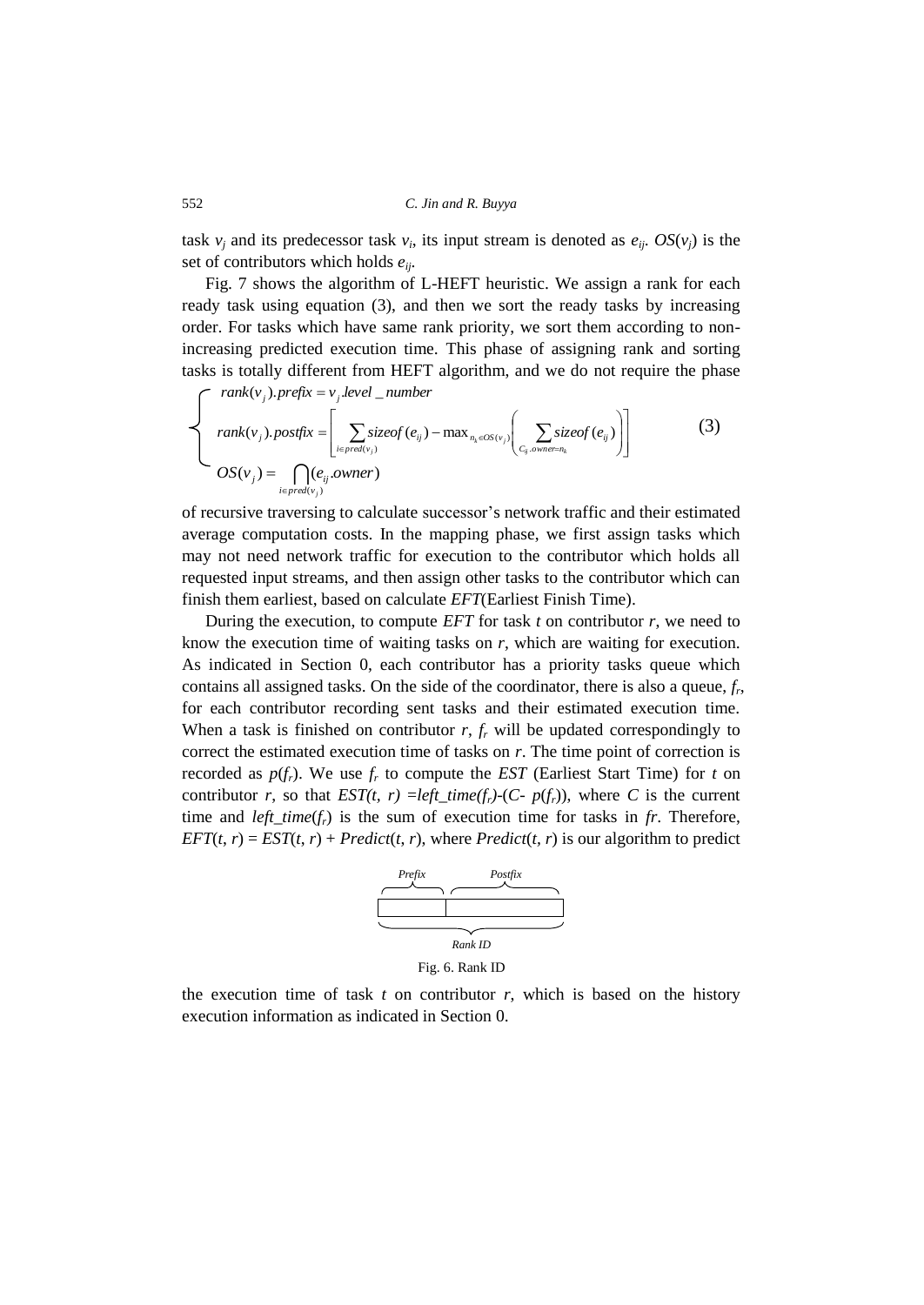task $v_j$ and its predecessor task $v_i$, its input stream is denoted as $e_{ij}$. $OS(v_j)$ is the set of contributors which holds $e_{ij}$.

Fig. 7 shows the algorithm of L-HEFT heuristic. We assign a rank for each ready task using equation (3), and then we sort the ready tasks by increasing order. For tasks which have same rank priority, we sort them according to non-increasing predicted execution time. This phase of assigning rank and sorting tasks is totally different from HEFT algorithm, and we do not require the phase

$$
\begin{cases}
rank(v_j).prefix = v_j.level\_number \\
rank(v_j).postfix = \left[ \sum_{i \in pred(v_j)} sizeof(e_{ij}) - \max_{n_k \in OS(v_j)} \left( \sum_{C_{ij}.owner = n_k} sizeof(e_{ij}) \right) \right] \\
OS(v_j) = \bigcap_{i \in pred(v_j)} (e_{ij}.owner)
\end{cases}
\tag{3}
$$

of recursive traversing to calculate successor's network traffic and their estimated average computation costs. In the mapping phase, we first assign tasks which may not need network traffic for execution to the contributor which holds all requested input streams, and then assign other tasks to the contributor which can finish them earliest, based on calculate *EFT*(Earliest Finish Time).

During the execution, to compute *EFT* for task $t$ on contributor $r$, we need to know the execution time of waiting tasks on $r$, which are waiting for execution. As indicated in Section 0, each contributor has a priority tasks queue which contains all assigned tasks. On the side of the coordinator, there is also a queue, $f_r$, for each contributor recording sent tasks and their estimated execution time. When a task is finished on contributor $r$, $f_r$ will be updated correspondingly to correct the estimated execution time of tasks on $r$. The time point of correction is recorded as $p(f_r)$. We use $f_r$ to compute the *EST* (Earliest Start Time) for $t$ on contributor $r$, so that $EST(t, r) = left\_time(f_r) - (C - p(f_r))$, where $C$ is the current time and $left\_time(f_r)$ is the sum of execution time for tasks in $fr$. Therefore, $EFT(t, r) = EST(t, r) + Predict(t, r)$, where $Predict(t, r)$ is our algorithm to predict

Prefix | Postfix

Rank ID

Fig. 6. Rank ID

the execution time of task $t$ on contributor $r$, which is based on the history execution information as indicated in Section 0.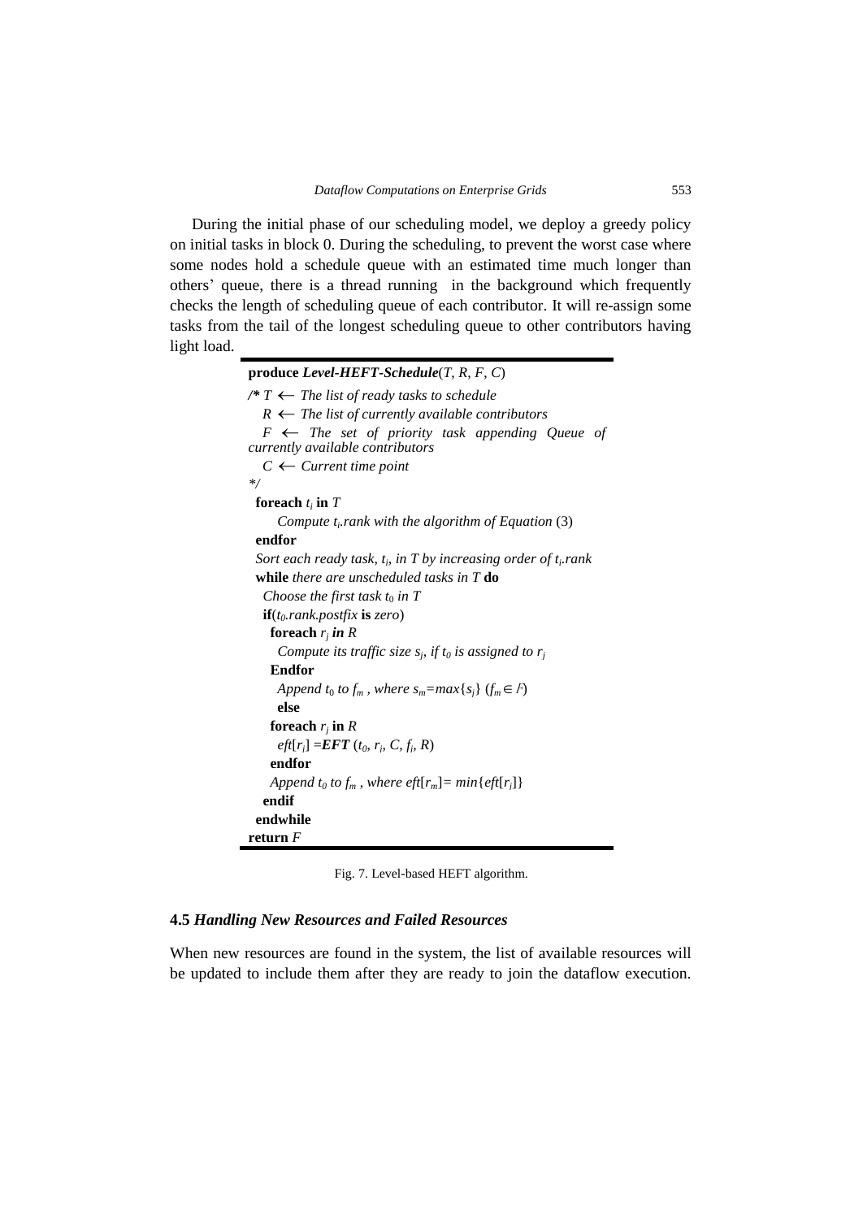During the initial phase of our scheduling model, we deploy a greedy policy on initial tasks in block 0. During the scheduling, to prevent the worst case where some nodes hold a schedule queue with an estimated time much longer than others' queue, there is a thread running in the background which frequently checks the length of scheduling queue of each contributor. It will re-assign some tasks from the tail of the longest scheduling queue to other contributors having light load.

```
produce Level-HEFT-Schedule(T, R, F, C)
/* T ← The list of ready tasks to schedule
   R ← The list of currently available contributors
   F ← The set of priority task appending Queue of
currently available contributors
   C ← Current time point
*/
 foreach t_i in T
      Compute t_i.rank with the algorithm of Equation (3)
 endfor
 Sort each ready task, t_i, in T by increasing order of t_i.rank
 while there are unscheduled tasks in T do
   Choose the first task t_0 in T
   if(t_0.rank.postfix is zero)
     foreach r_j in R
       Compute its traffic size s_j, if t_0 is assigned to r_j
     Endfor
       Append t_0 to f_m , where s_m=max{s_j} (f_m ∈ F)
       else
     foreach r_j in R
       eft[r_i] =EFT (t_0, r_i, C, f_i, R)
     endfor
     Append t_0 to f_m , where eft[r_m]= min{eft[r_i]}
   endif
 endwhile
return F
```

Fig. 7. Level-based HEFT algorithm.

### 4.5 *Handling New Resources and Failed Resources*

When new resources are found in the system, the list of available resources will be updated to include them after they are ready to join the dataflow execution.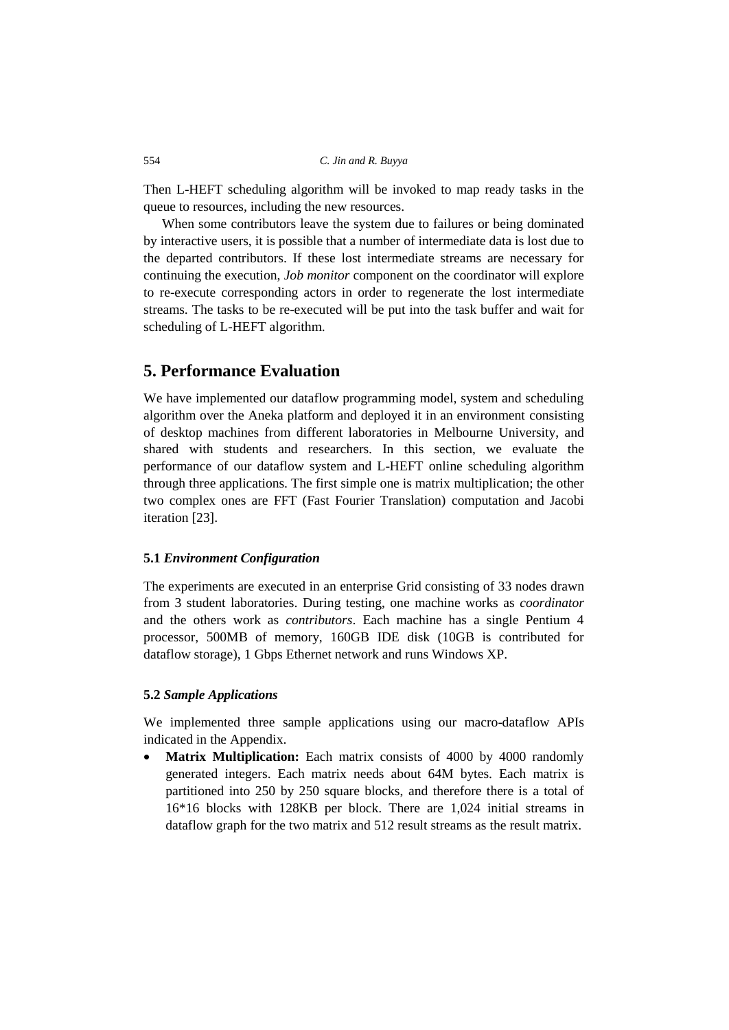Then L-HEFT scheduling algorithm will be invoked to map ready tasks in the queue to resources, including the new resources.

When some contributors leave the system due to failures or being dominated by interactive users, it is possible that a number of intermediate data is lost due to the departed contributors. If these lost intermediate streams are necessary for continuing the execution, *Job monitor* component on the coordinator will explore to re-execute corresponding actors in order to regenerate the lost intermediate streams. The tasks to be re-executed will be put into the task buffer and wait for scheduling of L-HEFT algorithm.

# 5. Performance Evaluation

We have implemented our dataflow programming model, system and scheduling algorithm over the Aneka platform and deployed it in an environment consisting of desktop machines from different laboratories in Melbourne University, and shared with students and researchers. In this section, we evaluate the performance of our dataflow system and L-HEFT online scheduling algorithm through three applications. The first simple one is matrix multiplication; the other two complex ones are FFT (Fast Fourier Translation) computation and Jacobi iteration [23].

## 5.1 *Environment Configuration*

The experiments are executed in an enterprise Grid consisting of 33 nodes drawn from 3 student laboratories. During testing, one machine works as *coordinator* and the others work as *contributors*. Each machine has a single Pentium 4 processor, 500MB of memory, 160GB IDE disk (10GB is contributed for dataflow storage), 1 Gbps Ethernet network and runs Windows XP.

## 5.2 *Sample Applications*

We implemented three sample applications using our macro-dataflow APIs indicated in the Appendix.

- **Matrix Multiplication:** Each matrix consists of 4000 by 4000 randomly generated integers. Each matrix needs about 64M bytes. Each matrix is partitioned into 250 by 250 square blocks, and therefore there is a total of 16*16 blocks with 128KB per block. There are 1,024 initial streams in dataflow graph for the two matrix and 512 result streams as the result matrix.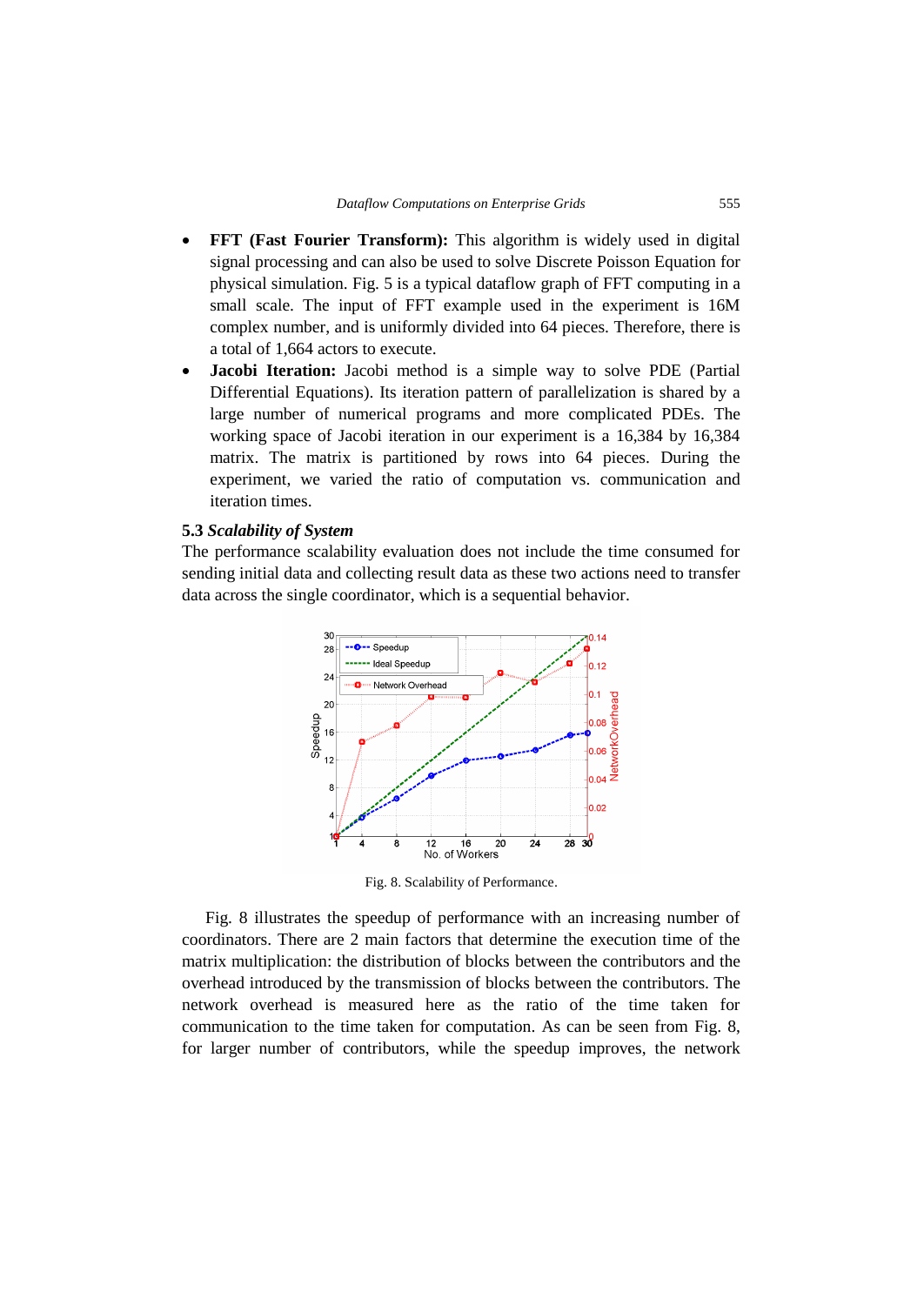- **FFT (Fast Fourier Transform):** This algorithm is widely used in digital signal processing and can also be used to solve Discrete Poisson Equation for physical simulation. Fig. 5 is a typical dataflow graph of FFT computing in a small scale. The input of FFT example used in the experiment is 16M complex number, and is uniformly divided into 64 pieces. Therefore, there is a total of 1,664 actors to execute.
- **Jacobi Iteration:** Jacobi method is a simple way to solve PDE (Partial Differential Equations). Its iteration pattern of parallelization is shared by a large number of numerical programs and more complicated PDEs. The working space of Jacobi iteration in our experiment is a 16,384 by 16,384 matrix. The matrix is partitioned by rows into 64 pieces. During the experiment, we varied the ratio of computation vs. communication and iteration times.

### 5.3 *Scalability of System*

The performance scalability evaluation does not include the time consumed for sending initial data and collecting result data as these two actions need to transfer data across the single coordinator, which is a sequential behavior.

Fig. 8. Scalability of Performance.

Fig. 8 illustrates the speedup of performance with an increasing number of coordinators. There are 2 main factors that determine the execution time of the matrix multiplication: the distribution of blocks between the contributors and the overhead introduced by the transmission of blocks between the contributors. The network overhead is measured here as the ratio of the time taken for communication to the time taken for computation. As can be seen from Fig. 8, for larger number of contributors, while the speedup improves, the network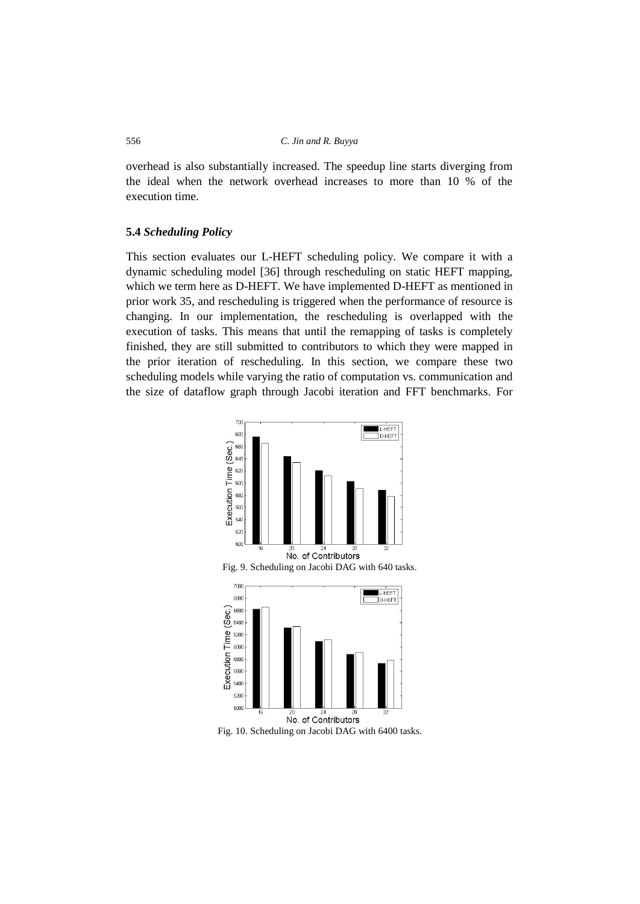overhead is also substantially increased. The speedup line starts diverging from the ideal when the network overhead increases to more than 10 % of the execution time.

### 5.4 *Scheduling Policy*

This section evaluates our L-HEFT scheduling policy. We compare it with a dynamic scheduling model [36] through rescheduling on static HEFT mapping, which we term here as D-HEFT. We have implemented D-HEFT as mentioned in prior work 35, and rescheduling is triggered when the performance of resource is changing. In our implementation, the rescheduling is overlapped with the execution of tasks. This means that until the remapping of tasks is completely finished, they are still submitted to contributors to which they were mapped in the prior iteration of rescheduling. In this section, we compare these two scheduling models while varying the ratio of computation vs. communication and the size of dataflow graph through Jacobi iteration and FFT benchmarks. For

Fig. 9. Scheduling on Jacobi DAG with 640 tasks.

Fig. 10. Scheduling on Jacobi DAG with 6400 tasks.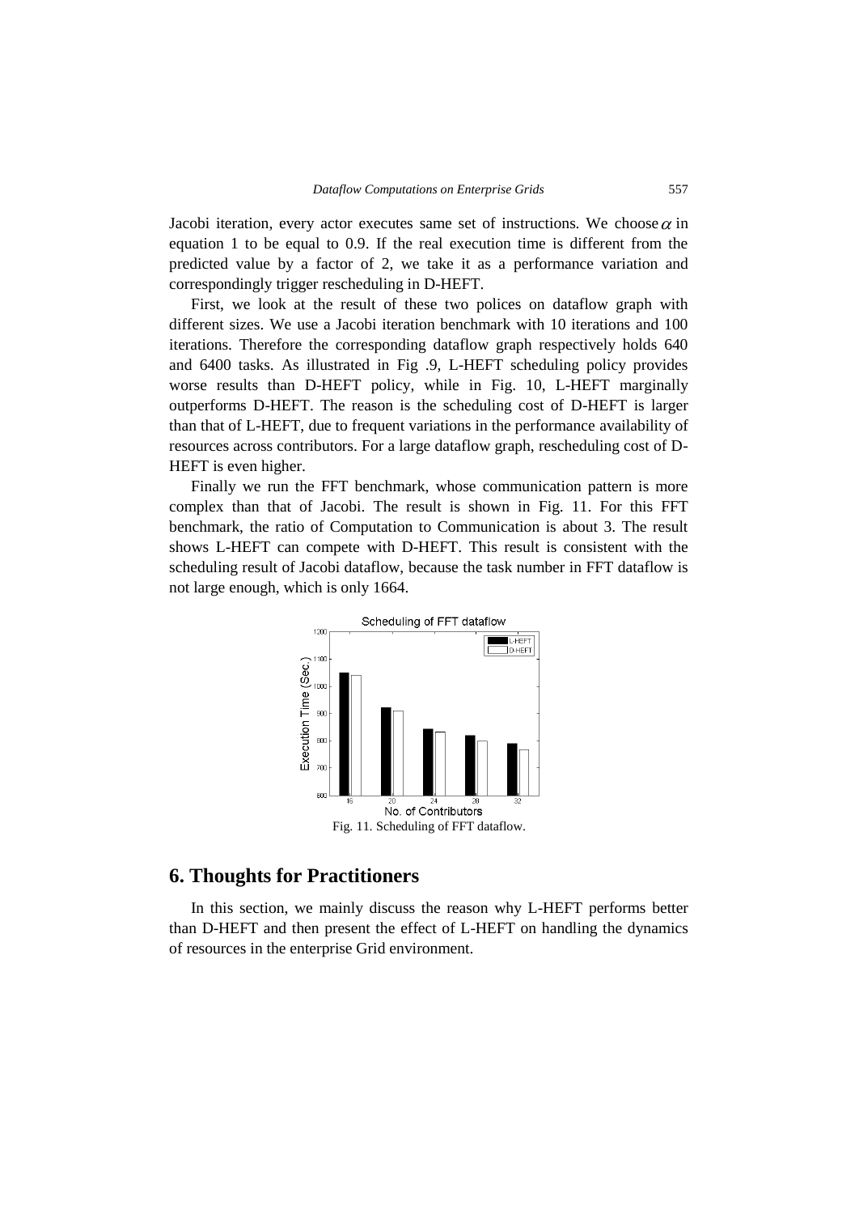Jacobi iteration, every actor executes same set of instructions. We choose $\alpha$ in equation 1 to be equal to 0.9. If the real execution time is different from the predicted value by a factor of 2, we take it as a performance variation and correspondingly trigger rescheduling in D-HEFT.

First, we look at the result of these two polices on dataflow graph with different sizes. We use a Jacobi iteration benchmark with 10 iterations and 100 iterations. Therefore the corresponding dataflow graph respectively holds 640 and 6400 tasks. As illustrated in Fig .9, L-HEFT scheduling policy provides worse results than D-HEFT policy, while in Fig. 10, L-HEFT marginally outperforms D-HEFT. The reason is the scheduling cost of D-HEFT is larger than that of L-HEFT, due to frequent variations in the performance availability of resources across contributors. For a large dataflow graph, rescheduling cost of D-HEFT is even higher.

Finally we run the FFT benchmark, whose communication pattern is more complex than that of Jacobi. The result is shown in Fig. 11. For this FFT benchmark, the ratio of Computation to Communication is about 3. The result shows L-HEFT can compete with D-HEFT. This result is consistent with the scheduling result of Jacobi dataflow, because the task number in FFT dataflow is not large enough, which is only 1664.

Fig. 11. Scheduling of FFT dataflow.

## 6. Thoughts for Practitioners

In this section, we mainly discuss the reason why L-HEFT performs better than D-HEFT and then present the effect of L-HEFT on handling the dynamics of resources in the enterprise Grid environment.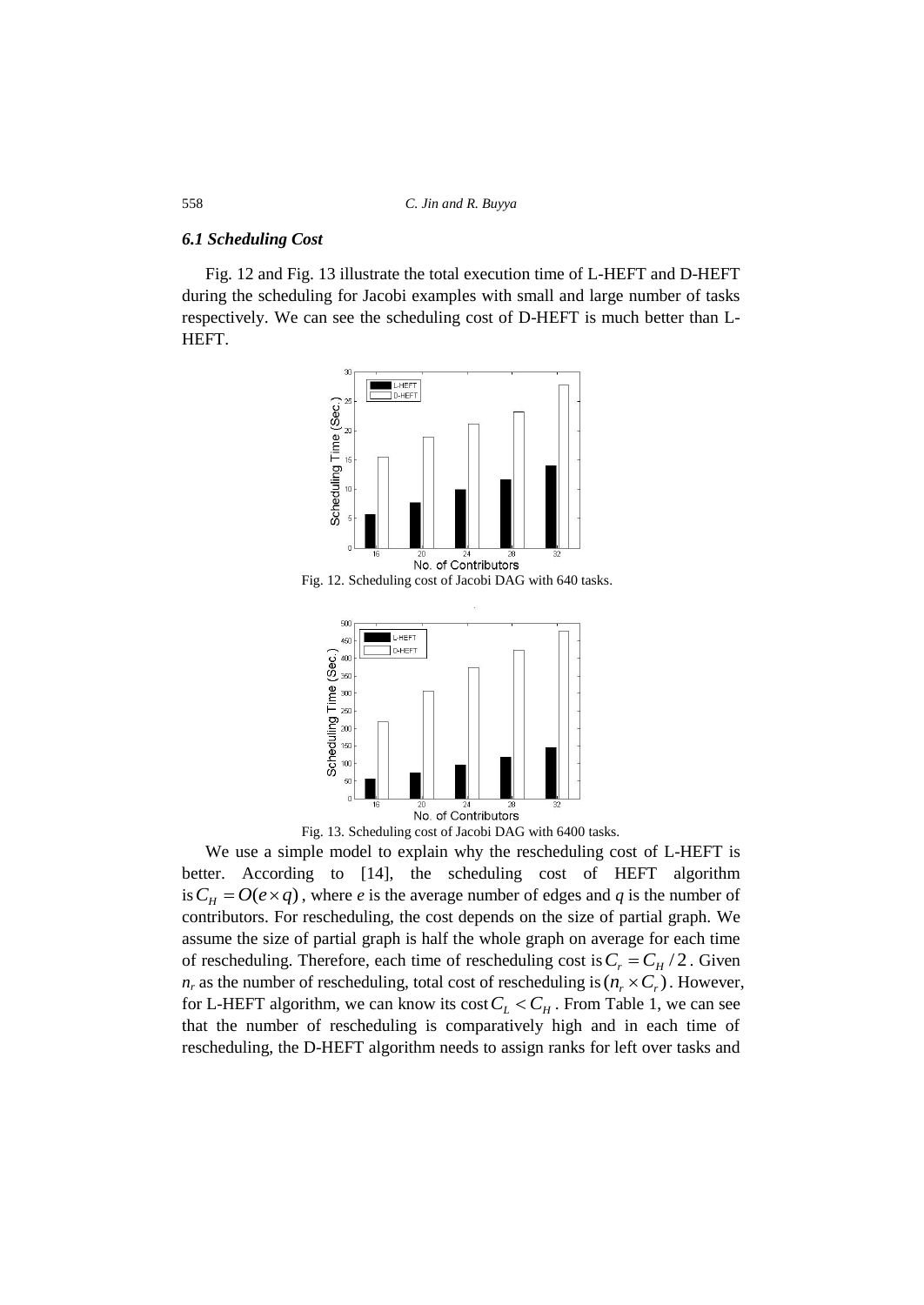### *6.1 Scheduling Cost*

Fig. 12 and Fig. 13 illustrate the total execution time of L-HEFT and D-HEFT during the scheduling for Jacobi examples with small and large number of tasks respectively. We can see the scheduling cost of D-HEFT is much better than L-HEFT.

Fig. 12. Scheduling cost of Jacobi DAG with 640 tasks.

Fig. 13. Scheduling cost of Jacobi DAG with 6400 tasks.

We use a simple model to explain why the rescheduling cost of L-HEFT is better. According to [14], the scheduling cost of HEFT algorithm is $C_H = O(e \times q)$, where *e* is the average number of edges and *q* is the number of contributors. For rescheduling, the cost depends on the size of partial graph. We assume the size of partial graph is half the whole graph on average for each time of rescheduling. Therefore, each time of rescheduling cost is $C_r = C_H / 2$. Given $n_r$ as the number of rescheduling, total cost of rescheduling is $(n_r \times C_r)$. However, for L-HEFT algorithm, we can know its cost $C_L < C_H$. From Table 1, we can see that the number of rescheduling is comparatively high and in each time of rescheduling, the D-HEFT algorithm needs to assign ranks for left over tasks and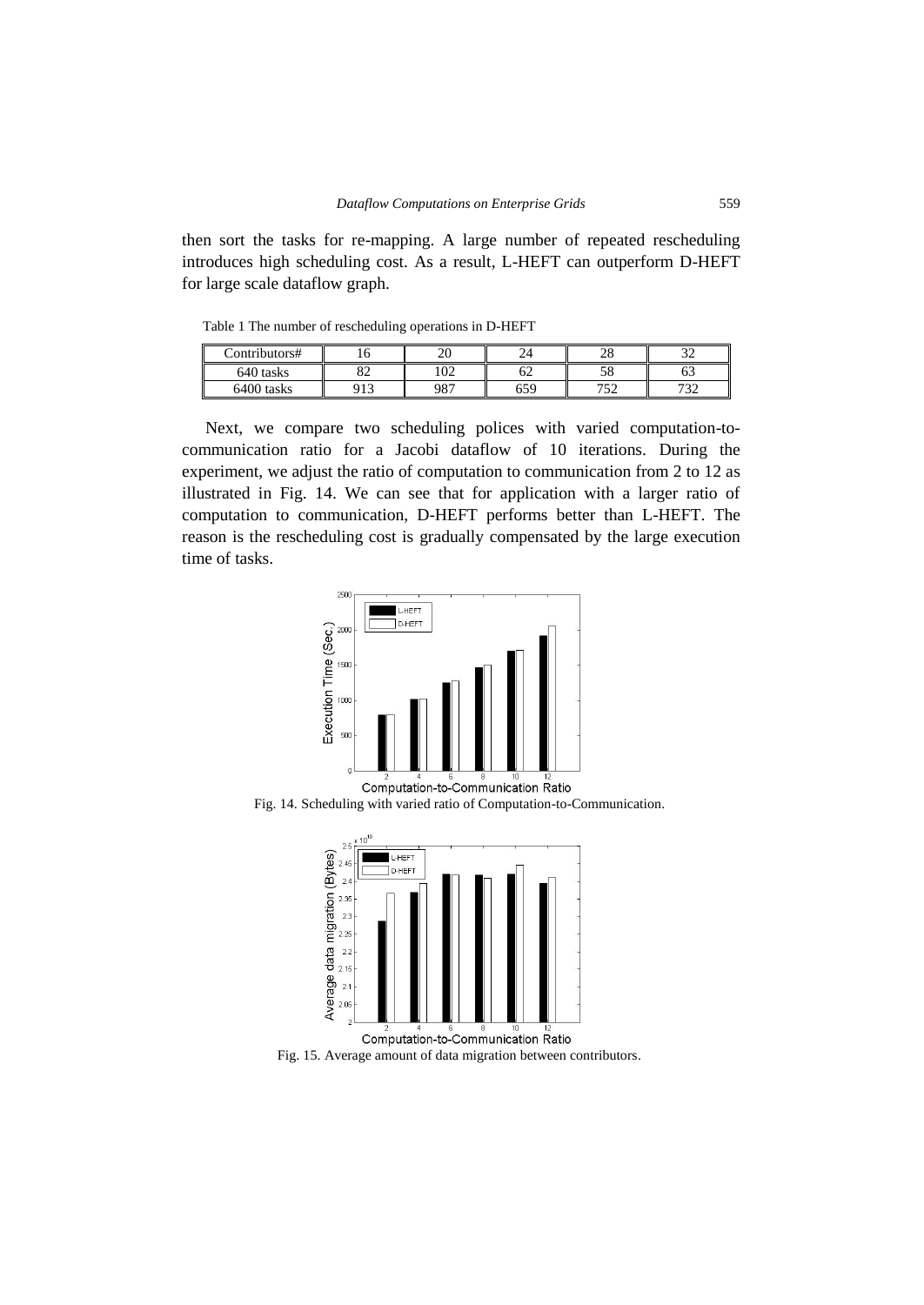then sort the tasks for re-mapping. A large number of repeated rescheduling introduces high scheduling cost. As a result, L-HEFT can outperform D-HEFT for large scale dataflow graph.

Table 1 The number of rescheduling operations in D-HEFT

| Contributors# | 16 | 20 | 24 | 28 | 32 |
|---|---|---|---|---|---|
| 640 tasks | 82 | 102 | 62 | 58 | 63 |
| 6400 tasks | 913 | 987 | 659 | 752 | 732 |

Next, we compare two scheduling polices with varied computation-to-communication ratio for a Jacobi dataflow of 10 iterations. During the experiment, we adjust the ratio of computation to communication from 2 to 12 as illustrated in Fig. 14. We can see that for application with a larger ratio of computation to communication, D-HEFT performs better than L-HEFT. The reason is the rescheduling cost is gradually compensated by the large execution time of tasks.

Fig. 14. Scheduling with varied ratio of Computation-to-Communication.

Fig. 15. Average amount of data migration between contributors.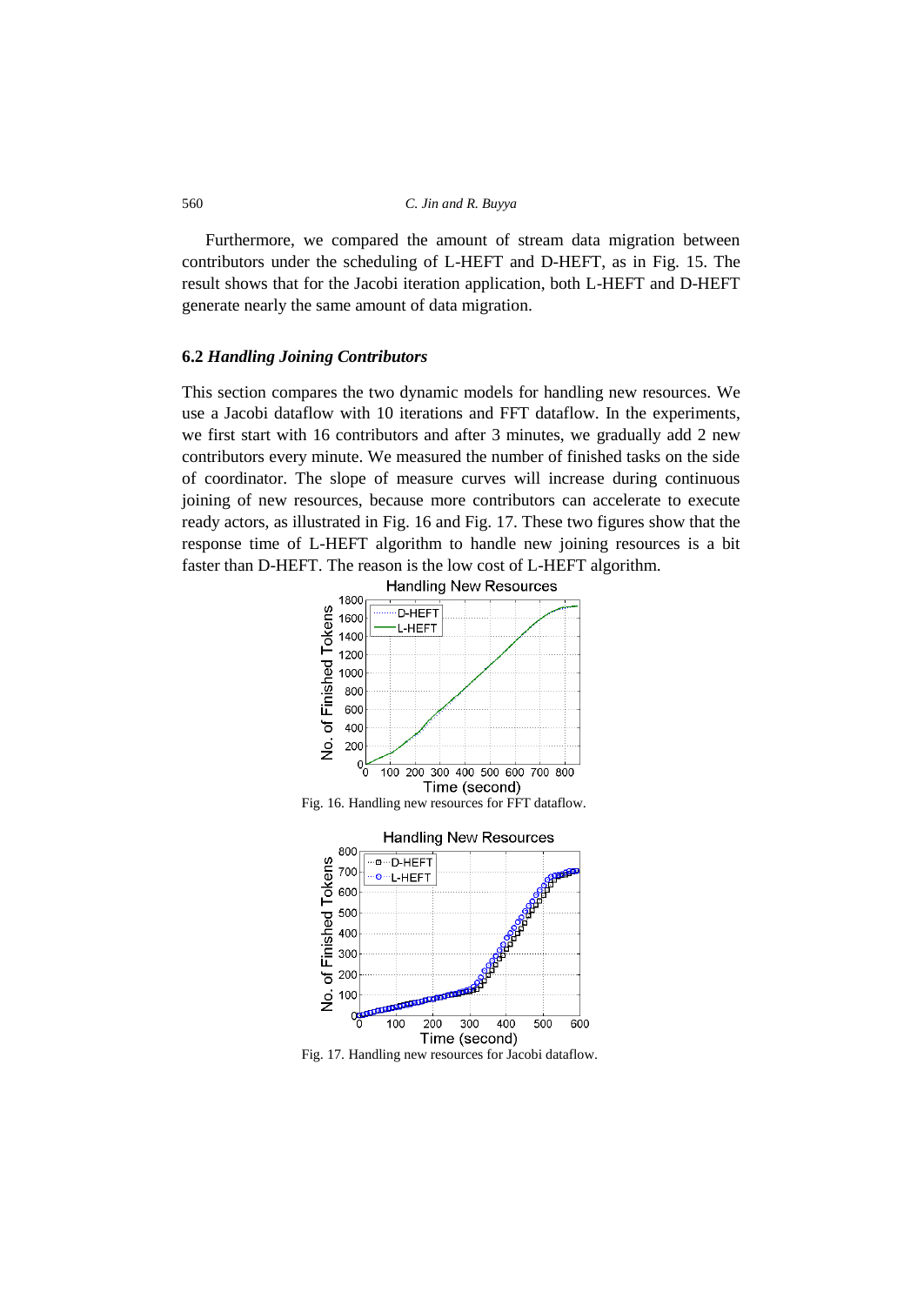Furthermore, we compared the amount of stream data migration between contributors under the scheduling of L-HEFT and D-HEFT, as in Fig. 15. The result shows that for the Jacobi iteration application, both L-HEFT and D-HEFT generate nearly the same amount of data migration.

## 6.2 *Handling Joining Contributors*

This section compares the two dynamic models for handling new resources. We use a Jacobi dataflow with 10 iterations and FFT dataflow. In the experiments, we first start with 16 contributors and after 3 minutes, we gradually add 2 new contributors every minute. We measured the number of finished tasks on the side of coordinator. The slope of measure curves will increase during continuous joining of new resources, because more contributors can accelerate to execute ready actors, as illustrated in Fig. 16 and Fig. 17. These two figures show that the response time of L-HEFT algorithm to handle new joining resources is a bit faster than D-HEFT. The reason is the low cost of L-HEFT algorithm.

Fig. 16. Handling new resources for FFT dataflow.

Fig. 17. Handling new resources for Jacobi dataflow.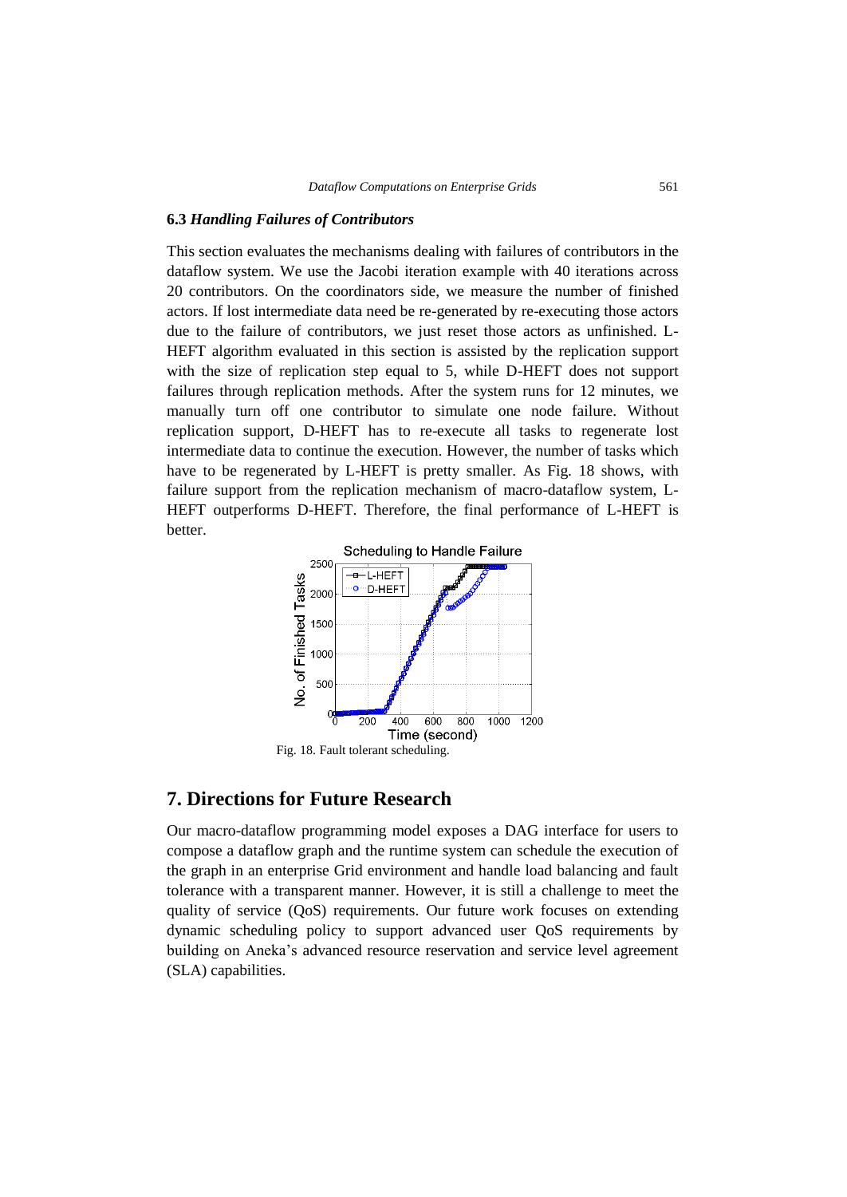### 6.3 *Handling Failures of Contributors*

This section evaluates the mechanisms dealing with failures of contributors in the dataflow system. We use the Jacobi iteration example with 40 iterations across 20 contributors. On the coordinators side, we measure the number of finished actors. If lost intermediate data need be re-generated by re-executing those actors due to the failure of contributors, we just reset those actors as unfinished. L-HEFT algorithm evaluated in this section is assisted by the replication support with the size of replication step equal to 5, while D-HEFT does not support failures through replication methods. After the system runs for 12 minutes, we manually turn off one contributor to simulate one node failure. Without replication support, D-HEFT has to re-execute all tasks to regenerate lost intermediate data to continue the execution. However, the number of tasks which have to be regenerated by L-HEFT is pretty smaller. As Fig. 18 shows, with failure support from the replication mechanism of macro-dataflow system, L-HEFT outperforms D-HEFT. Therefore, the final performance of L-HEFT is better.

Fig. 18. Fault tolerant scheduling.

## 7. Directions for Future Research

Our macro-dataflow programming model exposes a DAG interface for users to compose a dataflow graph and the runtime system can schedule the execution of the graph in an enterprise Grid environment and handle load balancing and fault tolerance with a transparent manner. However, it is still a challenge to meet the quality of service (QoS) requirements. Our future work focuses on extending dynamic scheduling policy to support advanced user QoS requirements by building on Aneka's advanced resource reservation and service level agreement (SLA) capabilities.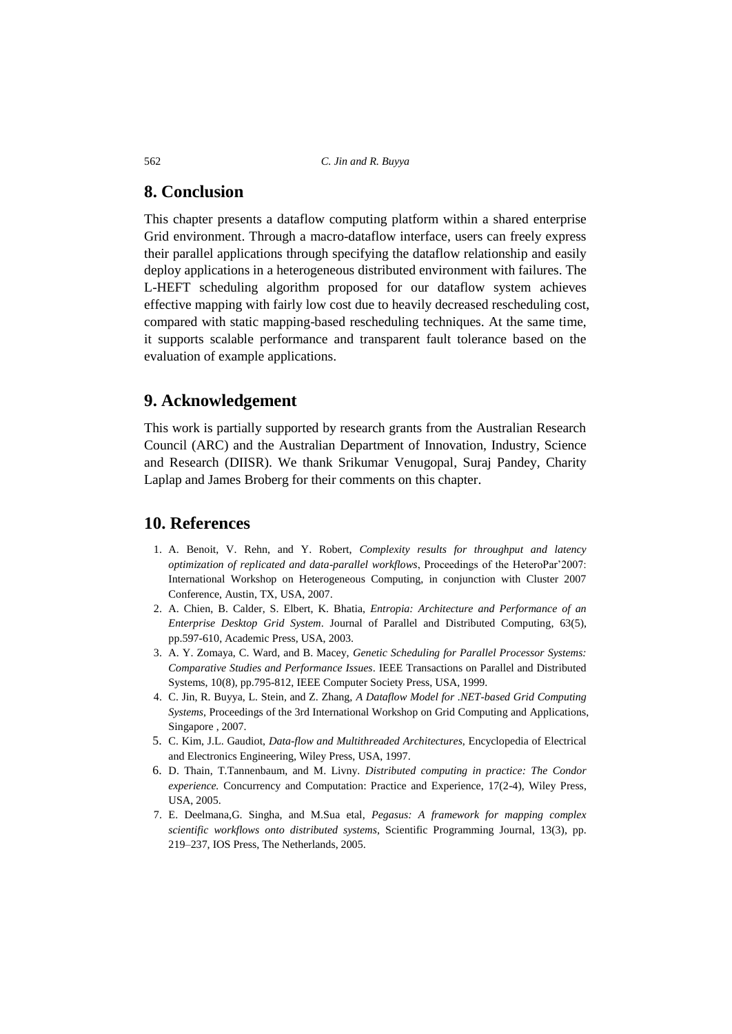## 8. Conclusion

This chapter presents a dataflow computing platform within a shared enterprise Grid environment. Through a macro-dataflow interface, users can freely express their parallel applications through specifying the dataflow relationship and easily deploy applications in a heterogeneous distributed environment with failures. The L-HEFT scheduling algorithm proposed for our dataflow system achieves effective mapping with fairly low cost due to heavily decreased rescheduling cost, compared with static mapping-based rescheduling techniques. At the same time, it supports scalable performance and transparent fault tolerance based on the evaluation of example applications.

## 9. Acknowledgement

This work is partially supported by research grants from the Australian Research Council (ARC) and the Australian Department of Innovation, Industry, Science and Research (DIISR). We thank Srikumar Venugopal, Suraj Pandey, Charity Laplap and James Broberg for their comments on this chapter.

## 10. References

1. A. Benoit, V. Rehn, and Y. Robert, *Complexity results for throughput and latency optimization of replicated and data-parallel workflows*, Proceedings of the HeteroPar'2007: International Workshop on Heterogeneous Computing, in conjunction with Cluster 2007 Conference, Austin, TX, USA, 2007.
2. A. Chien, B. Calder, S. Elbert, K. Bhatia, *Entropia: Architecture and Performance of an Enterprise Desktop Grid System*. Journal of Parallel and Distributed Computing, 63(5), pp.597-610, Academic Press, USA, 2003.
3. A. Y. Zomaya, C. Ward, and B. Macey, *Genetic Scheduling for Parallel Processor Systems: Comparative Studies and Performance Issues*. IEEE Transactions on Parallel and Distributed Systems, 10(8), pp.795-812, IEEE Computer Society Press, USA, 1999.
4. C. Jin, R. Buyya, L. Stein, and Z. Zhang, *A Dataflow Model for .NET-based Grid Computing Systems*, Proceedings of the 3rd International Workshop on Grid Computing and Applications, Singapore , 2007.
5. C. Kim, J.L. Gaudiot, *Data-flow and Multithreaded Architectures*, Encyclopedia of Electrical and Electronics Engineering, Wiley Press, USA, 1997.
6. D. Thain, T.Tannenbaum, and M. Livny. *Distributed computing in practice: The Condor experience.* Concurrency and Computation: Practice and Experience, 17(2-4), Wiley Press, USA, 2005.
7. E. Deelmana,G. Singha, and M.Sua etal, *Pegasus: A framework for mapping complex scientific workflows onto distributed systems*, Scientific Programming Journal, 13(3), pp. 219–237, IOS Press, The Netherlands, 2005.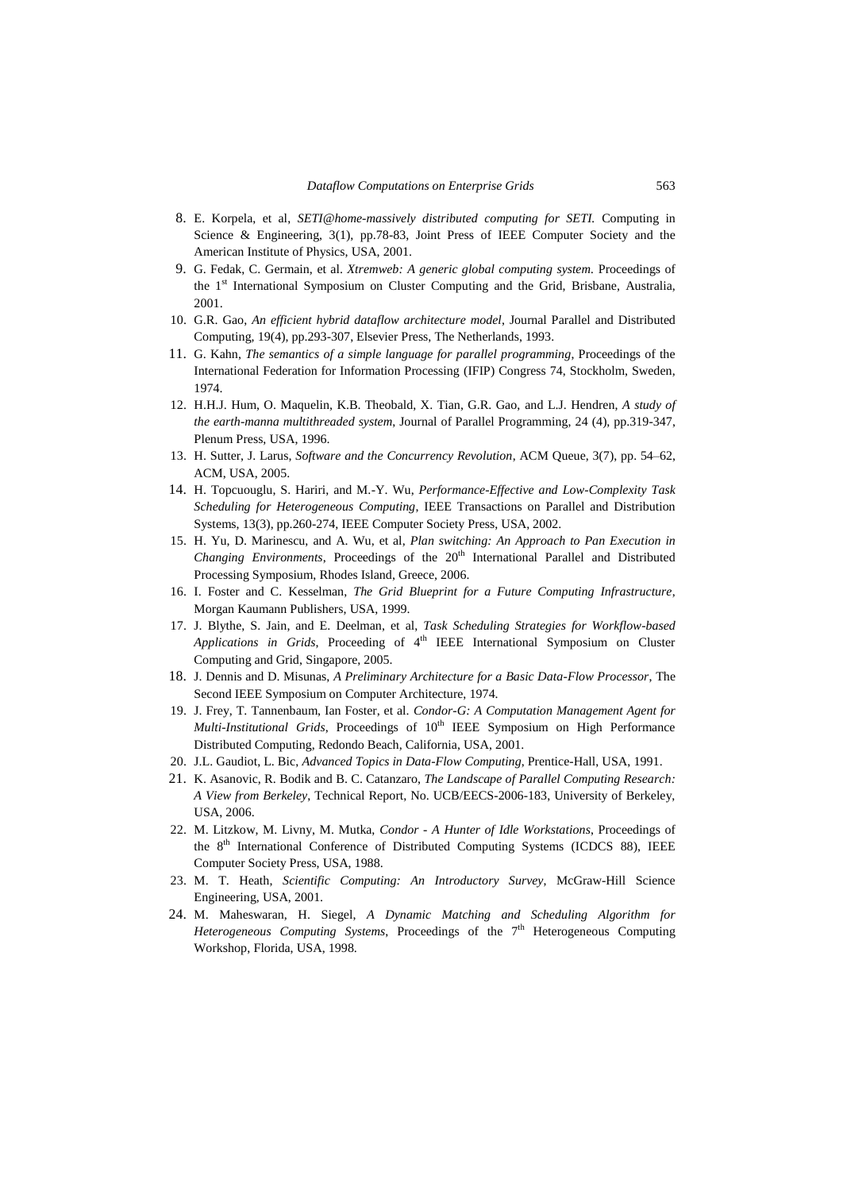8. E. Korpela, et al, *SETI@home-massively distributed computing for SETI.* Computing in Science & Engineering, 3(1), pp.78-83, Joint Press of IEEE Computer Society and the American Institute of Physics, USA, 2001.
9. G. Fedak, C. Germain, et al. *Xtremweb: A generic global computing system.* Proceedings of the 1st International Symposium on Cluster Computing and the Grid, Brisbane, Australia, 2001.
10. G.R. Gao, *An efficient hybrid dataflow architecture model*, Journal Parallel and Distributed Computing, 19(4), pp.293-307, Elsevier Press, The Netherlands, 1993.
11. G. Kahn, *The semantics of a simple language for parallel programming*, Proceedings of the International Federation for Information Processing (IFIP) Congress 74, Stockholm, Sweden, 1974.
12. H.H.J. Hum, O. Maquelin, K.B. Theobald, X. Tian, G.R. Gao, and L.J. Hendren, *A study of the earth-manna multithreaded system*, Journal of Parallel Programming, 24 (4), pp.319-347, Plenum Press, USA, 1996.
13. H. Sutter, J. Larus, *Software and the Concurrency Revolution*, ACM Queue, 3(7), pp. 54–62, ACM, USA, 2005.
14. H. Topcuouglu, S. Hariri, and M.-Y. Wu, *Performance-Effective and Low-Complexity Task Scheduling for Heterogeneous Computing*, IEEE Transactions on Parallel and Distribution Systems, 13(3), pp.260-274, IEEE Computer Society Press, USA, 2002.
15. H. Yu, D. Marinescu, and A. Wu, et al, *Plan switching: An Approach to Pan Execution in Changing Environments*, Proceedings of the 20th International Parallel and Distributed Processing Symposium, Rhodes Island, Greece, 2006.
16. I. Foster and C. Kesselman, *The Grid Blueprint for a Future Computing Infrastructure*, Morgan Kaumann Publishers, USA, 1999.
17. J. Blythe, S. Jain, and E. Deelman, et al, *Task Scheduling Strategies for Workflow-based Applications in Grids*, Proceeding of 4th IEEE International Symposium on Cluster Computing and Grid, Singapore, 2005.
18. J. Dennis and D. Misunas, *A Preliminary Architecture for a Basic Data-Flow Processor*, The Second IEEE Symposium on Computer Architecture, 1974.
19. J. Frey, T. Tannenbaum, Ian Foster, et al. *Condor-G: A Computation Management Agent for Multi-Institutional Grids*, Proceedings of 10th IEEE Symposium on High Performance Distributed Computing, Redondo Beach, California, USA, 2001.
20. J.L. Gaudiot, L. Bic, *Advanced Topics in Data-Flow Computing*, Prentice-Hall, USA, 1991.
21. K. Asanovic, R. Bodik and B. C. Catanzaro, *The Landscape of Parallel Computing Research: A View from Berkeley*, Technical Report, No. UCB/EECS-2006-183, University of Berkeley, USA, 2006.
22. M. Litzkow, M. Livny, M. Mutka, *Condor - A Hunter of Idle Workstations*, Proceedings of the 8th International Conference of Distributed Computing Systems (ICDCS 88), IEEE Computer Society Press, USA, 1988.
23. M. T. Heath, *Scientific Computing: An Introductory Survey*, McGraw-Hill Science Engineering, USA, 2001.
24. M. Maheswaran, H. Siegel, *A Dynamic Matching and Scheduling Algorithm for Heterogeneous Computing Systems*, Proceedings of the 7th Heterogeneous Computing Workshop, Florida, USA, 1998.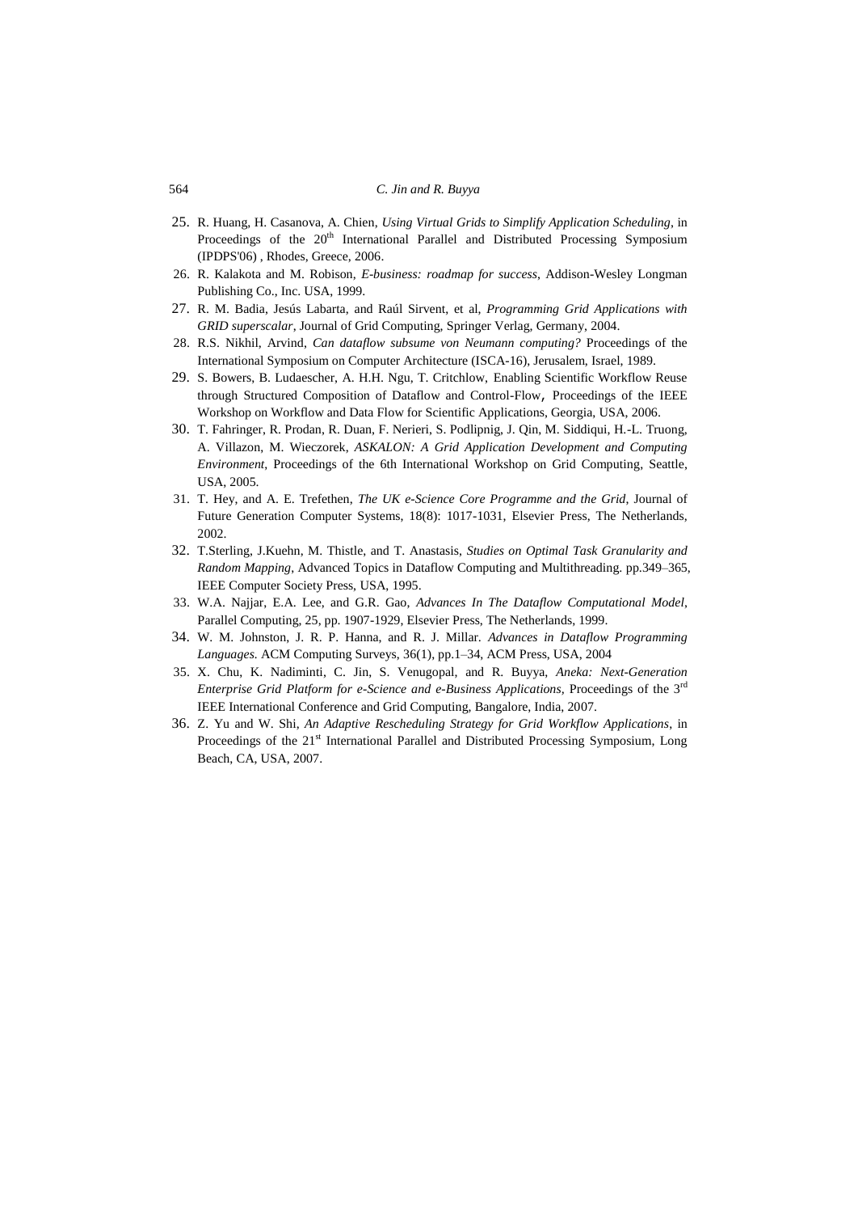25. R. Huang, H. Casanova, A. Chien, *Using Virtual Grids to Simplify Application Scheduling*, in Proceedings of the 20th International Parallel and Distributed Processing Symposium (IPDPS'06) , Rhodes, Greece, 2006.
26. R. Kalakota and M. Robison, *E-business: roadmap for success*, Addison-Wesley Longman Publishing Co., Inc. USA, 1999.
27. R. M. Badia, Jesús Labarta, and Raúl Sirvent, et al, *Programming Grid Applications with GRID superscalar*, Journal of Grid Computing, Springer Verlag, Germany, 2004.
28. R.S. Nikhil, Arvind, *Can dataflow subsume von Neumann computing?* Proceedings of the International Symposium on Computer Architecture (ISCA-16), Jerusalem, Israel, 1989.
29. S. Bowers, B. Ludaescher, A. H.H. Ngu, T. Critchlow, Enabling Scientific Workflow Reuse through Structured Composition of Dataflow and Control-Flow, Proceedings of the IEEE Workshop on Workflow and Data Flow for Scientific Applications, Georgia, USA, 2006.
30. T. Fahringer, R. Prodan, R. Duan, F. Nerieri, S. Podlipnig, J. Qin, M. Siddiqui, H.-L. Truong, A. Villazon, M. Wieczorek, *ASKALON: A Grid Application Development and Computing Environment*, Proceedings of the 6th International Workshop on Grid Computing, Seattle, USA, 2005.
31. T. Hey, and A. E. Trefethen, *The UK e-Science Core Programme and the Grid*, Journal of Future Generation Computer Systems, 18(8): 1017-1031, Elsevier Press, The Netherlands, 2002.
32. T.Sterling, J.Kuehn, M. Thistle, and T. Anastasis, *Studies on Optimal Task Granularity and Random Mapping*, Advanced Topics in Dataflow Computing and Multithreading. pp.349–365, IEEE Computer Society Press, USA, 1995.
33. W.A. Najjar, E.A. Lee, and G.R. Gao, *Advances In The Dataflow Computational Model*, Parallel Computing, 25, pp. 1907-1929, Elsevier Press, The Netherlands, 1999.
34. W. M. Johnston, J. R. P. Hanna, and R. J. Millar. *Advances in Dataflow Programming Languages.* ACM Computing Surveys, 36(1), pp.1–34, ACM Press, USA, 2004
35. X. Chu, K. Nadiminti, C. Jin, S. Venugopal, and R. Buyya, *Aneka: Next-Generation Enterprise Grid Platform for e-Science and e-Business Applications*, Proceedings of the 3rd IEEE International Conference and Grid Computing, Bangalore, India, 2007.
36. Z. Yu and W. Shi, *An Adaptive Rescheduling Strategy for Grid Workflow Applications*, in Proceedings of the 21st International Parallel and Distributed Processing Symposium, Long Beach, CA, USA, 2007.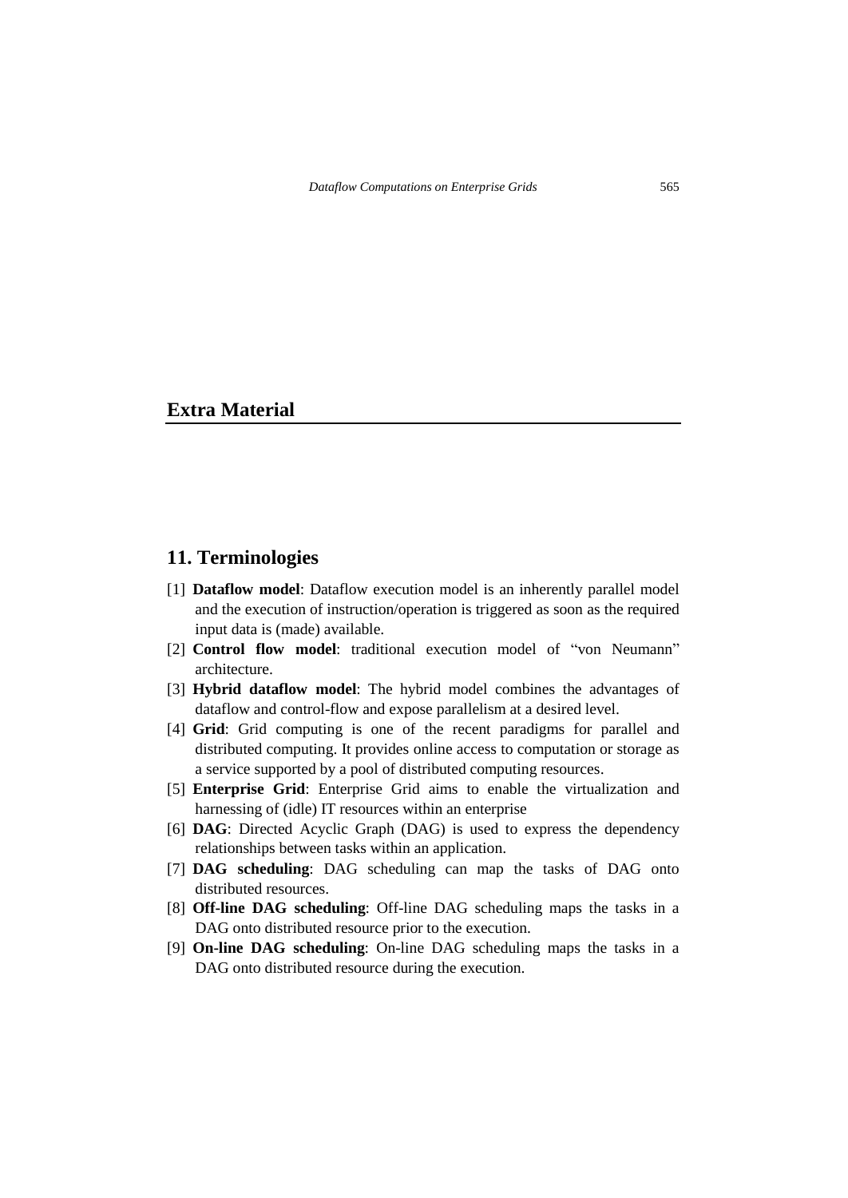# Extra Material

## 11. Terminologies

[1] **Dataflow model**: Dataflow execution model is an inherently parallel model and the execution of instruction/operation is triggered as soon as the required input data is (made) available.

[2] **Control flow model**: traditional execution model of "von Neumann" architecture.

[3] **Hybrid dataflow model**: The hybrid model combines the advantages of dataflow and control-flow and expose parallelism at a desired level.

[4] **Grid**: Grid computing is one of the recent paradigms for parallel and distributed computing. It provides online access to computation or storage as a service supported by a pool of distributed computing resources.

[5] **Enterprise Grid**: Enterprise Grid aims to enable the virtualization and harnessing of (idle) IT resources within an enterprise

[6] **DAG**: Directed Acyclic Graph (DAG) is used to express the dependency relationships between tasks within an application.

[7] **DAG scheduling**: DAG scheduling can map the tasks of DAG onto distributed resources.

[8] **Off-line DAG scheduling**: Off-line DAG scheduling maps the tasks in a DAG onto distributed resource prior to the execution.

[9] **On-line DAG scheduling**: On-line DAG scheduling maps the tasks in a DAG onto distributed resource during the execution.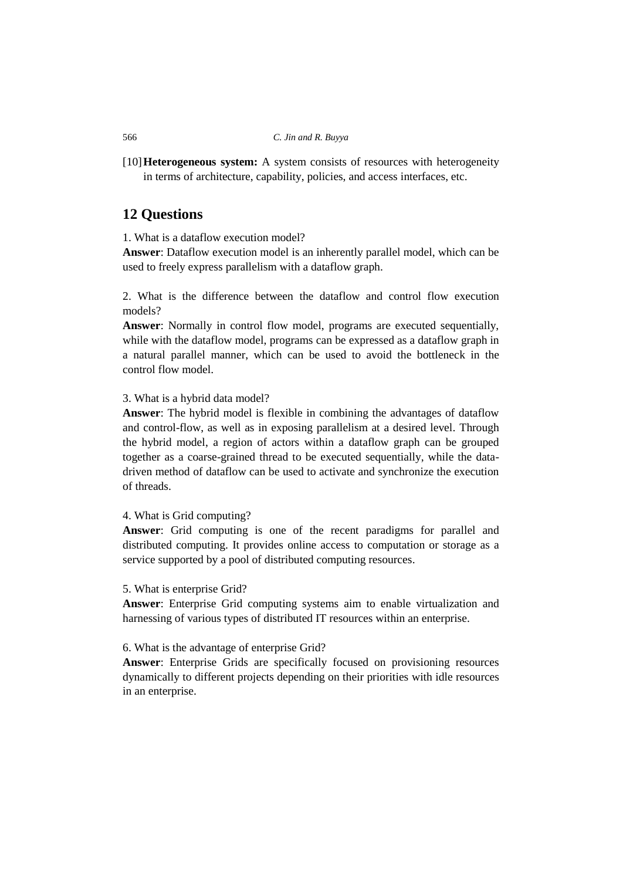[10] **Heterogeneous system:** A system consists of resources with heterogeneity in terms of architecture, capability, policies, and access interfaces, etc.

## 12 Questions

1. What is a dataflow execution model?

**Answer**: Dataflow execution model is an inherently parallel model, which can be used to freely express parallelism with a dataflow graph.

2. What is the difference between the dataflow and control flow execution models?

**Answer**: Normally in control flow model, programs are executed sequentially, while with the dataflow model, programs can be expressed as a dataflow graph in a natural parallel manner, which can be used to avoid the bottleneck in the control flow model.

3. What is a hybrid data model?

**Answer**: The hybrid model is flexible in combining the advantages of dataflow and control-flow, as well as in exposing parallelism at a desired level. Through the hybrid model, a region of actors within a dataflow graph can be grouped together as a coarse-grained thread to be executed sequentially, while the data-driven method of dataflow can be used to activate and synchronize the execution of threads.

4. What is Grid computing?

**Answer**: Grid computing is one of the recent paradigms for parallel and distributed computing. It provides online access to computation or storage as a service supported by a pool of distributed computing resources.

5. What is enterprise Grid?

**Answer**: Enterprise Grid computing systems aim to enable virtualization and harnessing of various types of distributed IT resources within an enterprise.

6. What is the advantage of enterprise Grid?

**Answer**: Enterprise Grids are specifically focused on provisioning resources dynamically to different projects depending on their priorities with idle resources in an enterprise.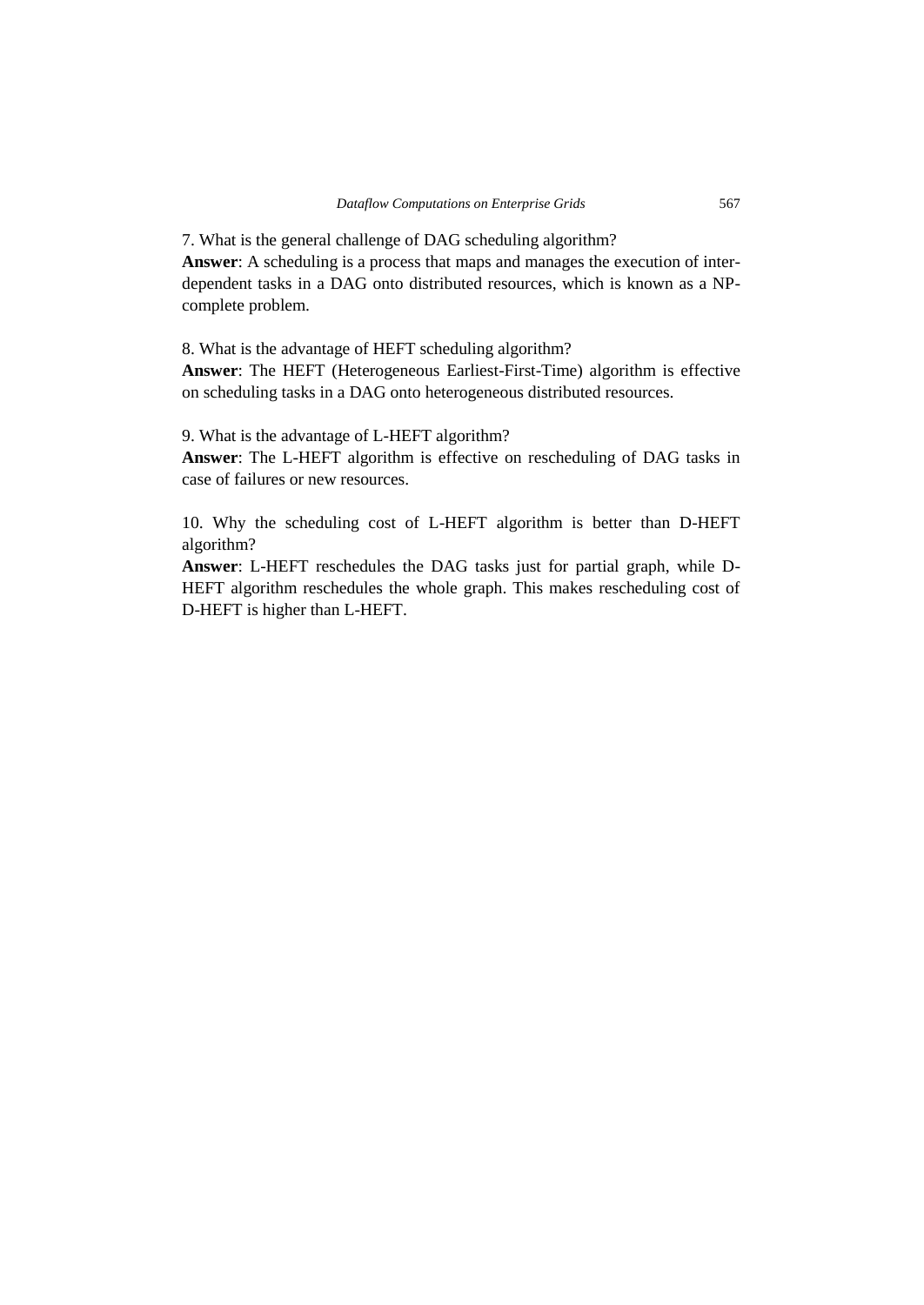7. What is the general challenge of DAG scheduling algorithm?

**Answer**: A scheduling is a process that maps and manages the execution of inter-dependent tasks in a DAG onto distributed resources, which is known as a NP-complete problem.

8. What is the advantage of HEFT scheduling algorithm?

**Answer**: The HEFT (Heterogeneous Earliest-First-Time) algorithm is effective on scheduling tasks in a DAG onto heterogeneous distributed resources.

9. What is the advantage of L-HEFT algorithm?

**Answer**: The L-HEFT algorithm is effective on rescheduling of DAG tasks in case of failures or new resources.

10. Why the scheduling cost of L-HEFT algorithm is better than D-HEFT algorithm?

**Answer**: L-HEFT reschedules the DAG tasks just for partial graph, while D-HEFT algorithm reschedules the whole graph. This makes rescheduling cost of D-HEFT is higher than L-HEFT.